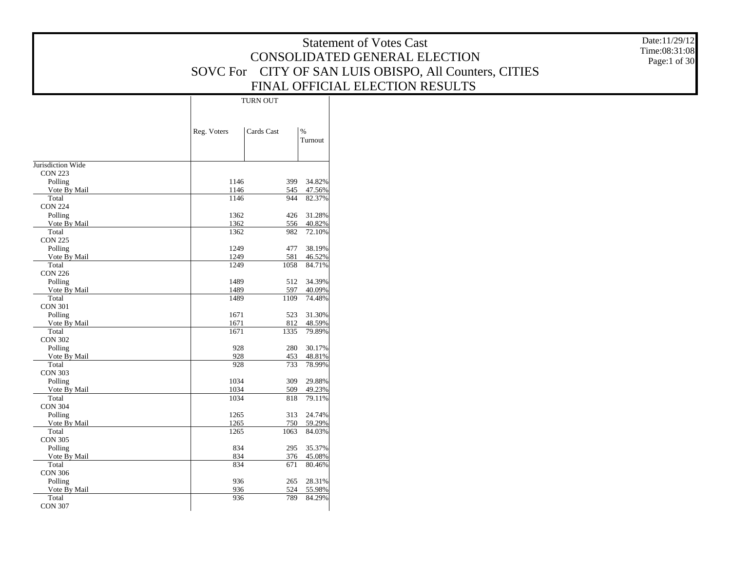# Statement of Votes Cast
## CONSOLIDATED GENERAL ELECTION
## SOVC For CITY OF SAN LUIS OBISPO, All Counters, CITIES
## FINAL OFFICIAL ELECTION RESULTS

Date:11/29/12
Time:08:31:08

| | TURN OUT | | |
|---|---|---|---|
| | Reg. Voters | Cards Cast | % Turnout |
| Jurisdiction Wide | | | |
| CON 223 | | | |
| Polling | 1146 | 399 | 34.82% |
| Vote By Mail | 1146 | 545 | 47.56% |
| Total | 1146 | 944 | 82.37% |
| CON 224 | | | |
| Polling | 1362 | 426 | 31.28% |
| Vote By Mail | 1362 | 556 | 40.82% |
| Total | 1362 | 982 | 72.10% |
| CON 225 | | | |
| Polling | 1249 | 477 | 38.19% |
| Vote By Mail | 1249 | 581 | 46.52% |
| Total | 1249 | 1058 | 84.71% |
| CON 226 | | | |
| Polling | 1489 | 512 | 34.39% |
| Vote By Mail | 1489 | 597 | 40.09% |
| Total | 1489 | 1109 | 74.48% |
| CON 301 | | | |
| Polling | 1671 | 523 | 31.30% |
| Vote By Mail | 1671 | 812 | 48.59% |
| Total | 1671 | 1335 | 79.89% |
| CON 302 | | | |
| Polling | 928 | 280 | 30.17% |
| Vote By Mail | 928 | 453 | 48.81% |
| Total | 928 | 733 | 78.99% |
| CON 303 | | | |
| Polling | 1034 | 309 | 29.88% |
| Vote By Mail | 1034 | 509 | 49.23% |
| Total | 1034 | 818 | 79.11% |
| CON 304 | | | |
| Polling | 1265 | 313 | 24.74% |
| Vote By Mail | 1265 | 750 | 59.29% |
| Total | 1265 | 1063 | 84.03% |
| CON 305 | | | |
| Polling | 834 | 295 | 35.37% |
| Vote By Mail | 834 | 376 | 45.08% |
| Total | 834 | 671 | 80.46% |
| CON 306 | | | |
| Polling | 936 | 265 | 28.31% |
| Vote By Mail | 936 | 524 | 55.98% |
| Total | 936 | 789 | 84.29% |
| CON 307 | | | |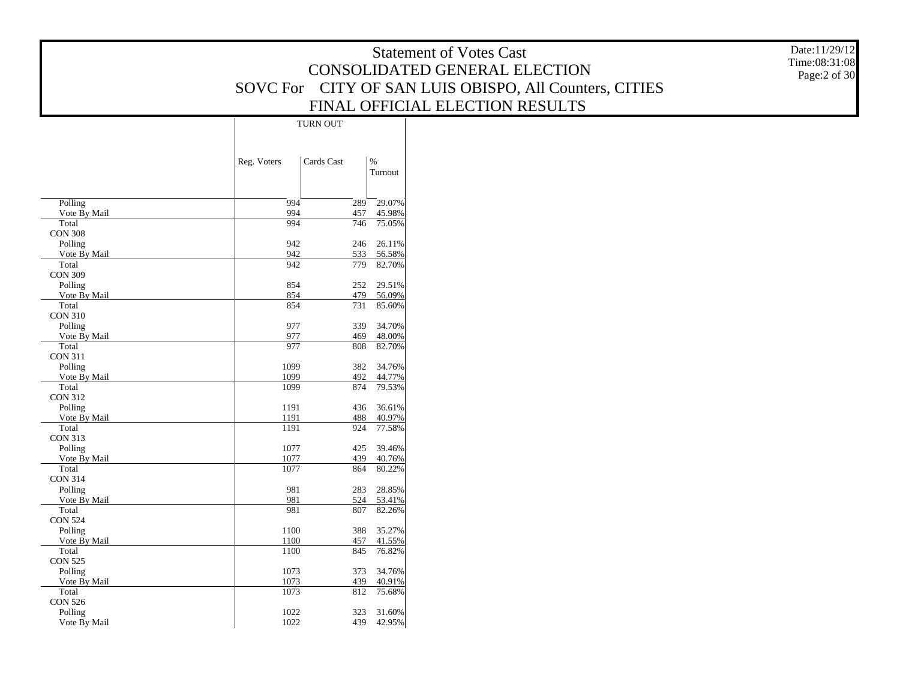# Statement of Votes Cast

## CONSOLIDATED GENERAL ELECTION

## SOVC For CITY OF SAN LUIS OBISPO, All Counters, CITIES

## FINAL OFFICIAL ELECTION RESULTS

Date:11/29/12
Time:08:31:08

| | TURN OUT | | |
|---|---|---|---|
| | Reg. Voters | Cards Cast | % Turnout |
| Polling | 994 | 289 | 29.07% |
| Vote By Mail | 994 | 457 | 45.98% |
| Total | 994 | 746 | 75.05% |
| CON 308 | | | |
| Polling | 942 | 246 | 26.11% |
| Vote By Mail | 942 | 533 | 56.58% |
| Total | 942 | 779 | 82.70% |
| CON 309 | | | |
| Polling | 854 | 252 | 29.51% |
| Vote By Mail | 854 | 479 | 56.09% |
| Total | 854 | 731 | 85.60% |
| CON 310 | | | |
| Polling | 977 | 339 | 34.70% |
| Vote By Mail | 977 | 469 | 48.00% |
| Total | 977 | 808 | 82.70% |
| CON 311 | | | |
| Polling | 1099 | 382 | 34.76% |
| Vote By Mail | 1099 | 492 | 44.77% |
| Total | 1099 | 874 | 79.53% |
| CON 312 | | | |
| Polling | 1191 | 436 | 36.61% |
| Vote By Mail | 1191 | 488 | 40.97% |
| Total | 1191 | 924 | 77.58% |
| CON 313 | | | |
| Polling | 1077 | 425 | 39.46% |
| Vote By Mail | 1077 | 439 | 40.76% |
| Total | 1077 | 864 | 80.22% |
| CON 314 | | | |
| Polling | 981 | 283 | 28.85% |
| Vote By Mail | 981 | 524 | 53.41% |
| Total | 981 | 807 | 82.26% |
| CON 524 | | | |
| Polling | 1100 | 388 | 35.27% |
| Vote By Mail | 1100 | 457 | 41.55% |
| Total | 1100 | 845 | 76.82% |
| CON 525 | | | |
| Polling | 1073 | 373 | 34.76% |
| Vote By Mail | 1073 | 439 | 40.91% |
| Total | 1073 | 812 | 75.68% |
| CON 526 | | | |
| Polling | 1022 | 323 | 31.60% |
| Vote By Mail | 1022 | 439 | 42.95% |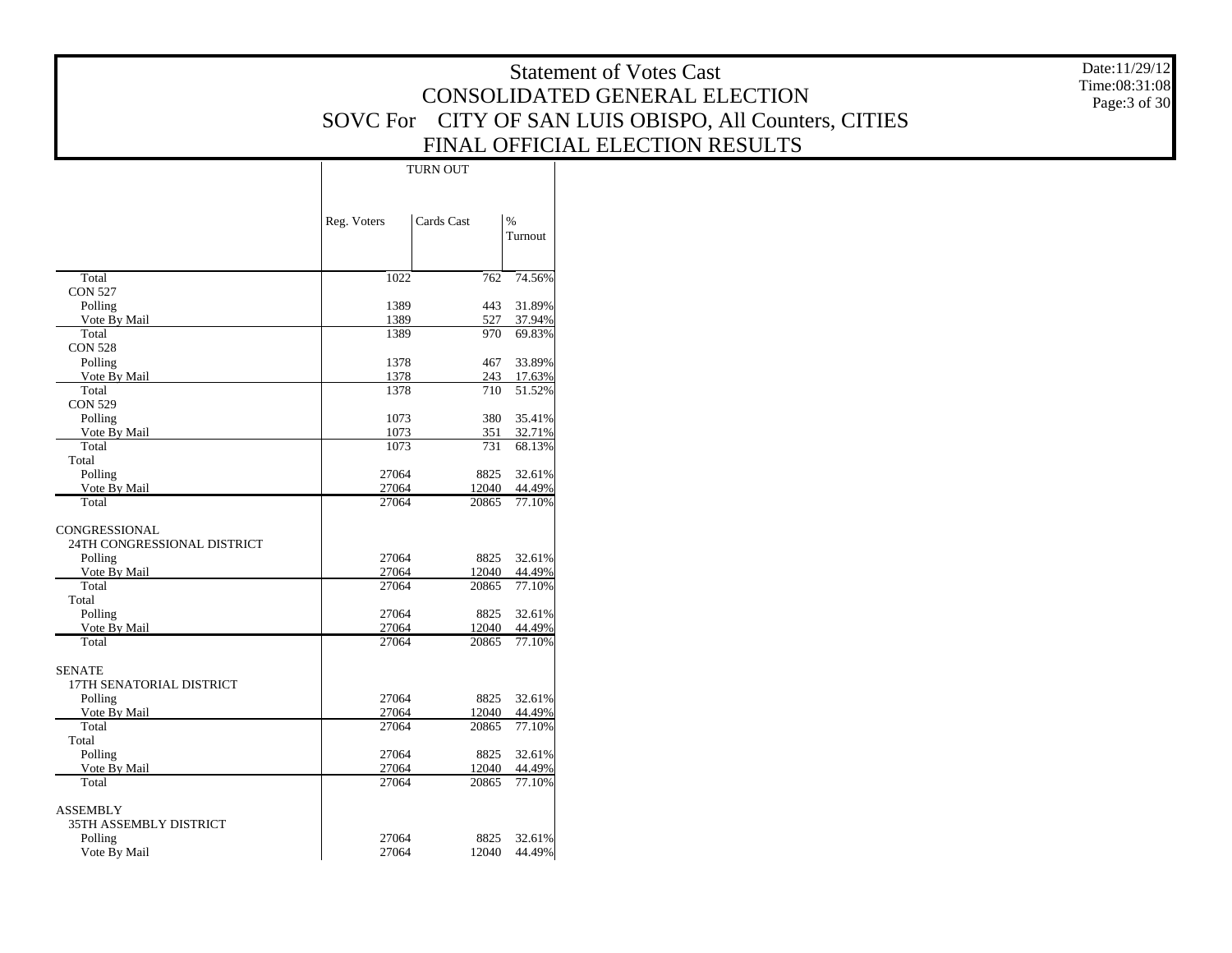# Statement of Votes Cast
## CONSOLIDATED GENERAL ELECTION
## SOVC For CITY OF SAN LUIS OBISPO, All Counters, CITIES
## FINAL OFFICIAL ELECTION RESULTS

Date:11/29/12
Time:08:31:08

| | TURN OUT | | |
|---|---|---|---|
| | Reg. Voters | Cards Cast | % Turnout |
| Total | 1022 | 762 | 74.56% |
| CON 527 | | | |
| Polling | 1389 | 443 | 31.89% |
| Vote By Mail | 1389 | 527 | 37.94% |
| Total | 1389 | 970 | 69.83% |
| CON 528 | | | |
| Polling | 1378 | 467 | 33.89% |
| Vote By Mail | 1378 | 243 | 17.63% |
| Total | 1378 | 710 | 51.52% |
| CON 529 | | | |
| Polling | 1073 | 380 | 35.41% |
| Vote By Mail | 1073 | 351 | 32.71% |
| Total | 1073 | 731 | 68.13% |
| Total | | | |
| Polling | 27064 | 8825 | 32.61% |
| Vote By Mail | 27064 | 12040 | 44.49% |
| Total | 27064 | 20865 | 77.10% |
| CONGRESSIONAL | | | |
| 24TH CONGRESSIONAL DISTRICT | | | |
| Polling | 27064 | 8825 | 32.61% |
| Vote By Mail | 27064 | 12040 | 44.49% |
| Total | 27064 | 20865 | 77.10% |
| Total | | | |
| Polling | 27064 | 8825 | 32.61% |
| Vote By Mail | 27064 | 12040 | 44.49% |
| Total | 27064 | 20865 | 77.10% |
| SENATE | | | |
| 17TH SENATORIAL DISTRICT | | | |
| Polling | 27064 | 8825 | 32.61% |
| Vote By Mail | 27064 | 12040 | 44.49% |
| Total | 27064 | 20865 | 77.10% |
| Total | | | |
| Polling | 27064 | 8825 | 32.61% |
| Vote By Mail | 27064 | 12040 | 44.49% |
| Total | 27064 | 20865 | 77.10% |
| ASSEMBLY | | | |
| 35TH ASSEMBLY DISTRICT | | | |
| Polling | 27064 | 8825 | 32.61% |
| Vote By Mail | 27064 | 12040 | 44.49% |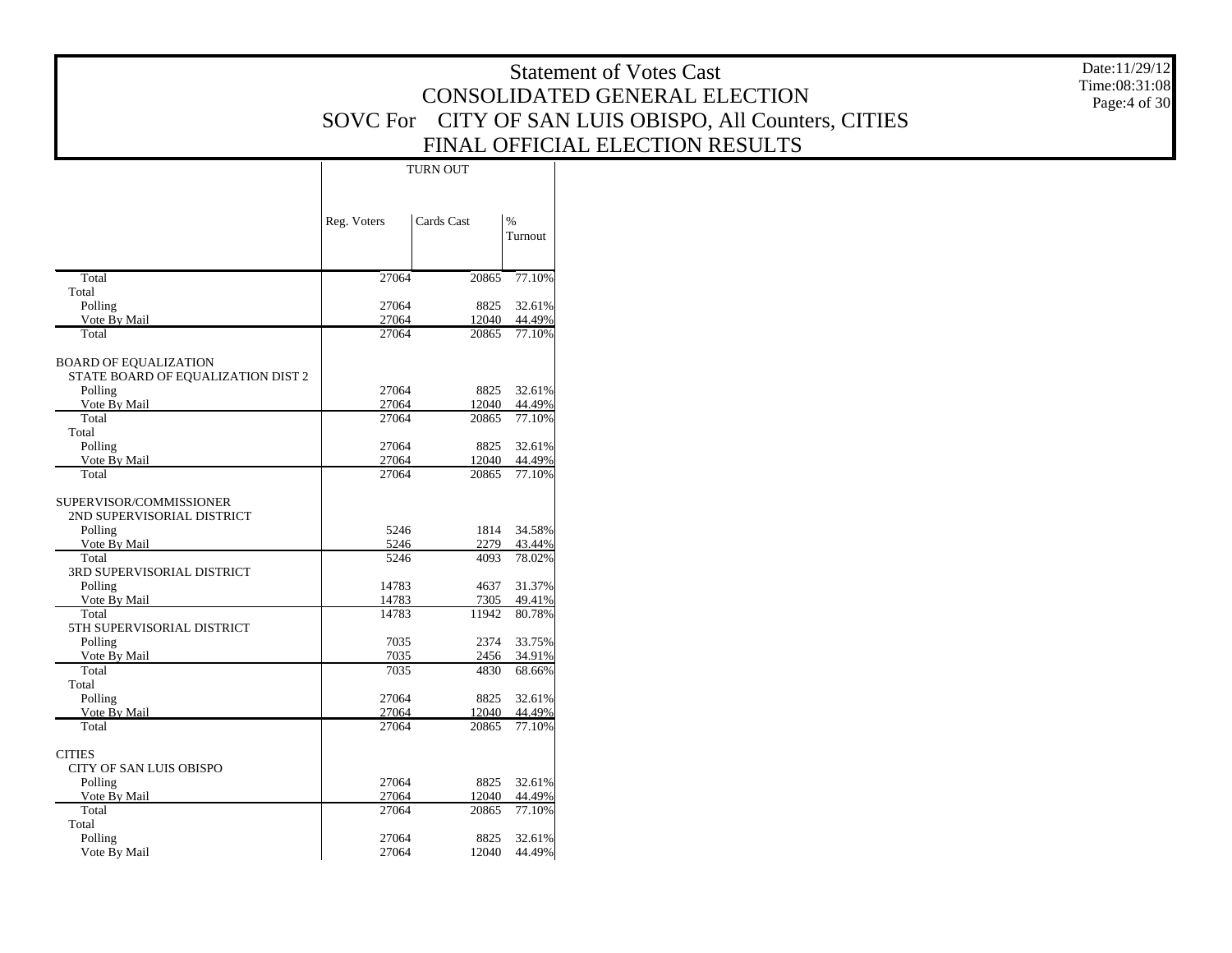# Statement of Votes Cast
## CONSOLIDATED GENERAL ELECTION
## SOVC For CITY OF SAN LUIS OBISPO, All Counters, CITIES
## FINAL OFFICIAL ELECTION RESULTS

Date:11/29/12
Time:08:31:08

| | TURN OUT | | |
|---|---|---|---|
| | Reg. Voters | Cards Cast | % Turnout |
| Total | 27064 | 20865 | 77.10% |
| Total | | | |
| Polling | 27064 | 8825 | 32.61% |
| Vote By Mail | 27064 | 12040 | 44.49% |
| Total | 27064 | 20865 | 77.10% |
| BOARD OF EQUALIZATION | | | |
| STATE BOARD OF EQUALIZATION DIST 2 | | | |
| Polling | 27064 | 8825 | 32.61% |
| Vote By Mail | 27064 | 12040 | 44.49% |
| Total | 27064 | 20865 | 77.10% |
| Total | | | |
| Polling | 27064 | 8825 | 32.61% |
| Vote By Mail | 27064 | 12040 | 44.49% |
| Total | 27064 | 20865 | 77.10% |
| SUPERVISOR/COMMISSIONER | | | |
| 2ND SUPERVISORIAL DISTRICT | | | |
| Polling | 5246 | 1814 | 34.58% |
| Vote By Mail | 5246 | 2279 | 43.44% |
| Total | 5246 | 4093 | 78.02% |
| 3RD SUPERVISORIAL DISTRICT | | | |
| Polling | 14783 | 4637 | 31.37% |
| Vote By Mail | 14783 | 7305 | 49.41% |
| Total | 14783 | 11942 | 80.78% |
| 5TH SUPERVISORIAL DISTRICT | | | |
| Polling | 7035 | 2374 | 33.75% |
| Vote By Mail | 7035 | 2456 | 34.91% |
| Total | 7035 | 4830 | 68.66% |
| Total | | | |
| Polling | 27064 | 8825 | 32.61% |
| Vote By Mail | 27064 | 12040 | 44.49% |
| Total | 27064 | 20865 | 77.10% |
| CITIES | | | |
| CITY OF SAN LUIS OBISPO | | | |
| Polling | 27064 | 8825 | 32.61% |
| Vote By Mail | 27064 | 12040 | 44.49% |
| Total | 27064 | 20865 | 77.10% |
| Total | | | |
| Polling | 27064 | 8825 | 32.61% |
| Vote By Mail | 27064 | 12040 | 44.49% |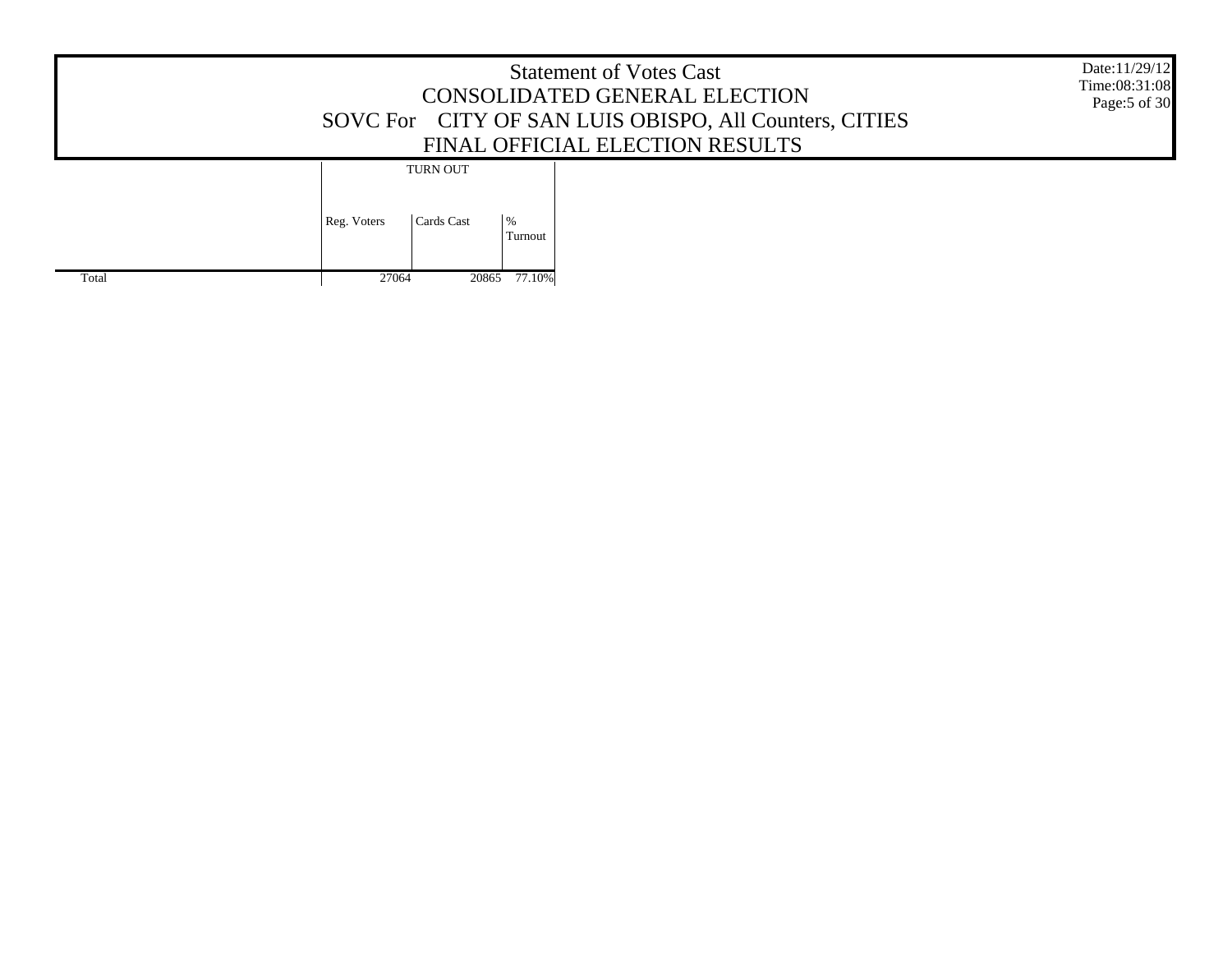# Statement of Votes Cast

## CONSOLIDATED GENERAL ELECTION

## SOVC For CITY OF SAN LUIS OBISPO, All Counters, CITIES

## FINAL OFFICIAL ELECTION RESULTS

Date:11/29/12
Time:08:31:08

| | TURN OUT | | |
|---|---|---|---|
| | Reg. Voters | Cards Cast | % Turnout |
| Total | 27064 | 20865 | 77.10% |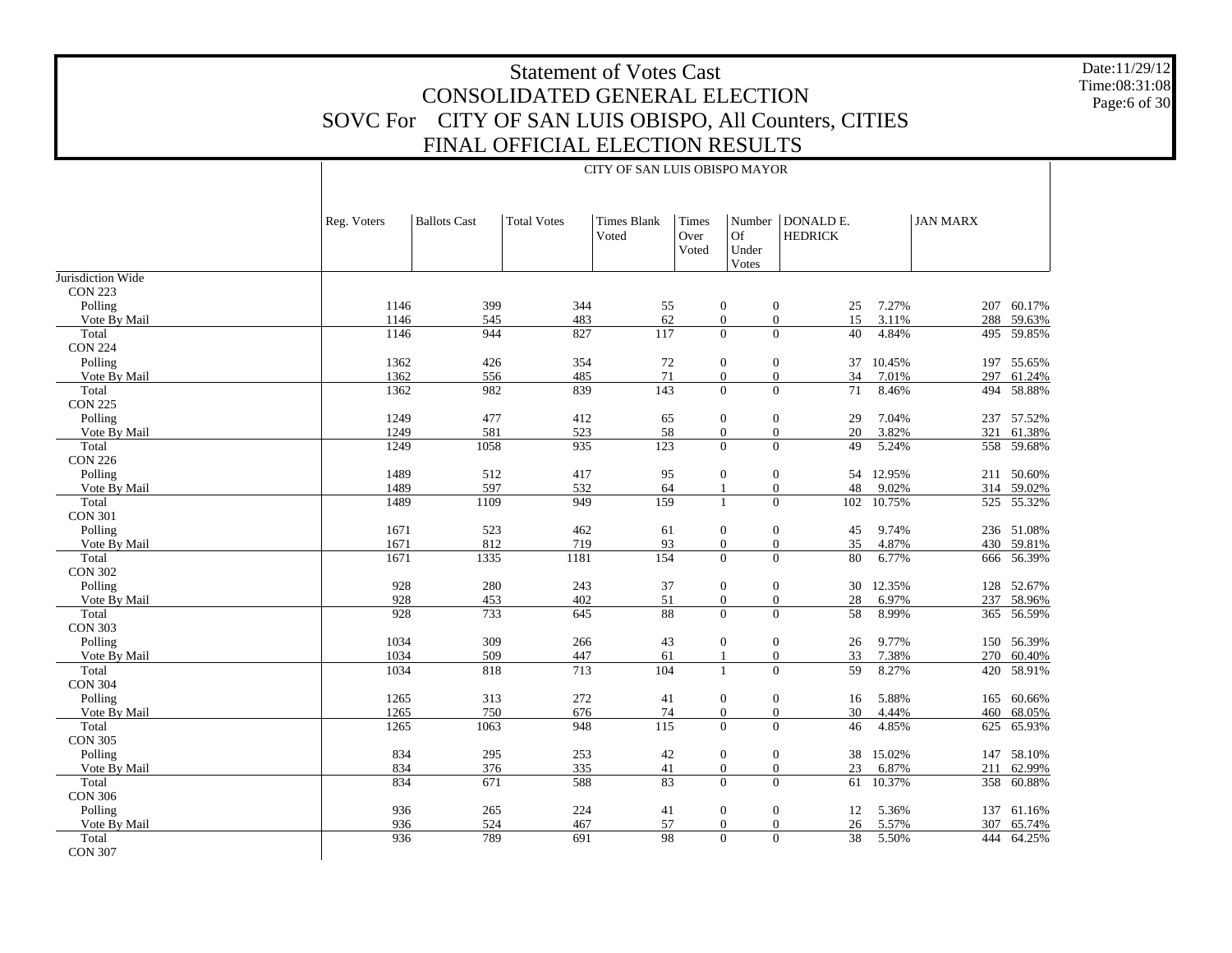# Statement of Votes Cast
## CONSOLIDATED GENERAL ELECTION
## SOVC For CITY OF SAN LUIS OBISPO, All Counters, CITIES
## FINAL OFFICIAL ELECTION RESULTS

Date:11/29/12
Time:08:31:08

**CITY OF SAN LUIS OBISPO MAYOR**

| | Reg. Voters | Ballots Cast | Total Votes | Times Blank Voted | Times Over Voted | Number Of Under Votes | DONALD E. HEDRICK | | JAN MARX | |
|---|---|---|---|---|---|---|---|---|---|---|
| Jurisdiction Wide | | | | | | | | | | |
| CON 223 | | | | | | | | | | |
| Polling | 1146 | 399 | 344 | 55 | 0 | 0 | 25 | 7.27% | 207 | 60.17% |
| Vote By Mail | 1146 | 545 | 483 | 62 | 0 | 0 | 15 | 3.11% | 288 | 59.63% |
| Total | 1146 | 944 | 827 | 117 | 0 | 0 | 40 | 4.84% | 495 | 59.85% |
| CON 224 | | | | | | | | | | |
| Polling | 1362 | 426 | 354 | 72 | 0 | 0 | 37 | 10.45% | 197 | 55.65% |
| Vote By Mail | 1362 | 556 | 485 | 71 | 0 | 0 | 34 | 7.01% | 297 | 61.24% |
| Total | 1362 | 982 | 839 | 143 | 0 | 0 | 71 | 8.46% | 494 | 58.88% |
| CON 225 | | | | | | | | | | |
| Polling | 1249 | 477 | 412 | 65 | 0 | 0 | 29 | 7.04% | 237 | 57.52% |
| Vote By Mail | 1249 | 581 | 523 | 58 | 0 | 0 | 20 | 3.82% | 321 | 61.38% |
| Total | 1249 | 1058 | 935 | 123 | 0 | 0 | 49 | 5.24% | 558 | 59.68% |
| CON 226 | | | | | | | | | | |
| Polling | 1489 | 512 | 417 | 95 | 0 | 0 | 54 | 12.95% | 211 | 50.60% |
| Vote By Mail | 1489 | 597 | 532 | 64 | 1 | 0 | 48 | 9.02% | 314 | 59.02% |
| Total | 1489 | 1109 | 949 | 159 | 1 | 0 | 102 | 10.75% | 525 | 55.32% |
| CON 301 | | | | | | | | | | |
| Polling | 1671 | 523 | 462 | 61 | 0 | 0 | 45 | 9.74% | 236 | 51.08% |
| Vote By Mail | 1671 | 812 | 719 | 93 | 0 | 0 | 35 | 4.87% | 430 | 59.81% |
| Total | 1671 | 1335 | 1181 | 154 | 0 | 0 | 80 | 6.77% | 666 | 56.39% |
| CON 302 | | | | | | | | | | |
| Polling | 928 | 280 | 243 | 37 | 0 | 0 | 30 | 12.35% | 128 | 52.67% |
| Vote By Mail | 928 | 453 | 402 | 51 | 0 | 0 | 28 | 6.97% | 237 | 58.96% |
| Total | 928 | 733 | 645 | 88 | 0 | 0 | 58 | 8.99% | 365 | 56.59% |
| CON 303 | | | | | | | | | | |
| Polling | 1034 | 309 | 266 | 43 | 0 | 0 | 26 | 9.77% | 150 | 56.39% |
| Vote By Mail | 1034 | 509 | 447 | 61 | 1 | 0 | 33 | 7.38% | 270 | 60.40% |
| Total | 1034 | 818 | 713 | 104 | 1 | 0 | 59 | 8.27% | 420 | 58.91% |
| CON 304 | | | | | | | | | | |
| Polling | 1265 | 313 | 272 | 41 | 0 | 0 | 16 | 5.88% | 165 | 60.66% |
| Vote By Mail | 1265 | 750 | 676 | 74 | 0 | 0 | 30 | 4.44% | 460 | 68.05% |
| Total | 1265 | 1063 | 948 | 115 | 0 | 0 | 46 | 4.85% | 625 | 65.93% |
| CON 305 | | | | | | | | | | |
| Polling | 834 | 295 | 253 | 42 | 0 | 0 | 38 | 15.02% | 147 | 58.10% |
| Vote By Mail | 834 | 376 | 335 | 41 | 0 | 0 | 23 | 6.87% | 211 | 62.99% |
| Total | 834 | 671 | 588 | 83 | 0 | 0 | 61 | 10.37% | 358 | 60.88% |
| CON 306 | | | | | | | | | | |
| Polling | 936 | 265 | 224 | 41 | 0 | 0 | 12 | 5.36% | 137 | 61.16% |
| Vote By Mail | 936 | 524 | 467 | 57 | 0 | 0 | 26 | 5.57% | 307 | 65.74% |
| Total | 936 | 789 | 691 | 98 | 0 | 0 | 38 | 5.50% | 444 | 64.25% |
| CON 307 | | | | | | | | | | |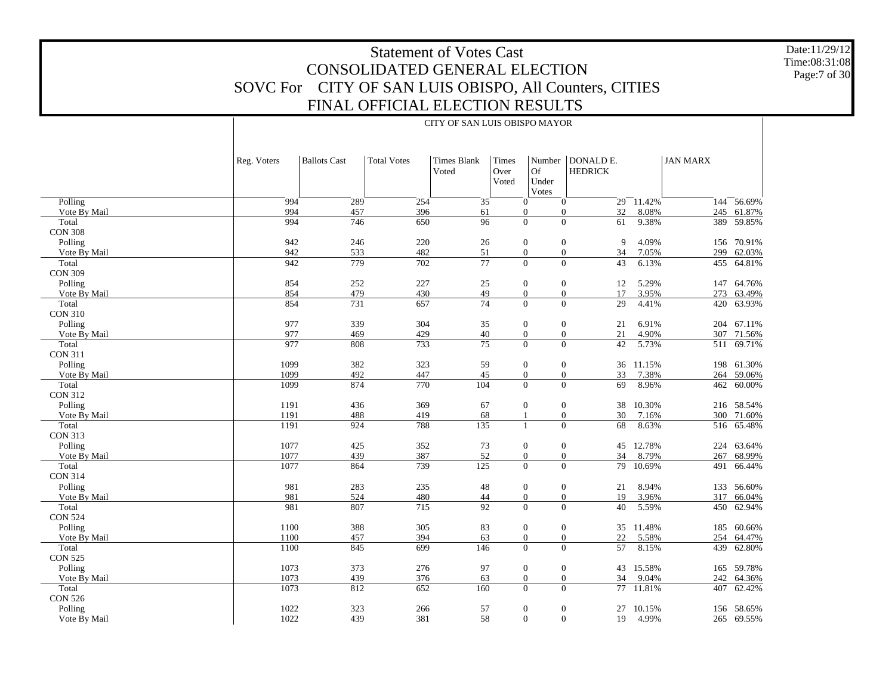# Statement of Votes Cast
## CONSOLIDATED GENERAL ELECTION
## SOVC For CITY OF SAN LUIS OBISPO, All Counters, CITIES
## FINAL OFFICIAL ELECTION RESULTS

Date:11/29/12
Time:08:31:08

CITY OF SAN LUIS OBISPO MAYOR

| | Reg. Voters | Ballots Cast | Total Votes | Times Blank Voted | Times Over Voted | Number Of Under Votes | DONALD E. HEDRICK | | JAN MARX | |
|---|---|---|---|---|---|---|---|---|---|---|
| Polling | 994 | 289 | 254 | 35 | 0 | 0 | 29 | 11.42% | 144 | 56.69% |
| Vote By Mail | 994 | 457 | 396 | 61 | 0 | 0 | 32 | 8.08% | 245 | 61.87% |
| Total | 994 | 746 | 650 | 96 | 0 | 0 | 61 | 9.38% | 389 | 59.85% |
| CON 308 | | | | | | | | | | |
| Polling | 942 | 246 | 220 | 26 | 0 | 0 | 9 | 4.09% | 156 | 70.91% |
| Vote By Mail | 942 | 533 | 482 | 51 | 0 | 0 | 34 | 7.05% | 299 | 62.03% |
| Total | 942 | 779 | 702 | 77 | 0 | 0 | 43 | 6.13% | 455 | 64.81% |
| CON 309 | | | | | | | | | | |
| Polling | 854 | 252 | 227 | 25 | 0 | 0 | 12 | 5.29% | 147 | 64.76% |
| Vote By Mail | 854 | 479 | 430 | 49 | 0 | 0 | 17 | 3.95% | 273 | 63.49% |
| Total | 854 | 731 | 657 | 74 | 0 | 0 | 29 | 4.41% | 420 | 63.93% |
| CON 310 | | | | | | | | | | |
| Polling | 977 | 339 | 304 | 35 | 0 | 0 | 21 | 6.91% | 204 | 67.11% |
| Vote By Mail | 977 | 469 | 429 | 40 | 0 | 0 | 21 | 4.90% | 307 | 71.56% |
| Total | 977 | 808 | 733 | 75 | 0 | 0 | 42 | 5.73% | 511 | 69.71% |
| CON 311 | | | | | | | | | | |
| Polling | 1099 | 382 | 323 | 59 | 0 | 0 | 36 | 11.15% | 198 | 61.30% |
| Vote By Mail | 1099 | 492 | 447 | 45 | 0 | 0 | 33 | 7.38% | 264 | 59.06% |
| Total | 1099 | 874 | 770 | 104 | 0 | 0 | 69 | 8.96% | 462 | 60.00% |
| CON 312 | | | | | | | | | | |
| Polling | 1191 | 436 | 369 | 67 | 0 | 0 | 38 | 10.30% | 216 | 58.54% |
| Vote By Mail | 1191 | 488 | 419 | 68 | 1 | 0 | 30 | 7.16% | 300 | 71.60% |
| Total | 1191 | 924 | 788 | 135 | 1 | 0 | 68 | 8.63% | 516 | 65.48% |
| CON 313 | | | | | | | | | | |
| Polling | 1077 | 425 | 352 | 73 | 0 | 0 | 45 | 12.78% | 224 | 63.64% |
| Vote By Mail | 1077 | 439 | 387 | 52 | 0 | 0 | 34 | 8.79% | 267 | 68.99% |
| Total | 1077 | 864 | 739 | 125 | 0 | 0 | 79 | 10.69% | 491 | 66.44% |
| CON 314 | | | | | | | | | | |
| Polling | 981 | 283 | 235 | 48 | 0 | 0 | 21 | 8.94% | 133 | 56.60% |
| Vote By Mail | 981 | 524 | 480 | 44 | 0 | 0 | 19 | 3.96% | 317 | 66.04% |
| Total | 981 | 807 | 715 | 92 | 0 | 0 | 40 | 5.59% | 450 | 62.94% |
| CON 524 | | | | | | | | | | |
| Polling | 1100 | 388 | 305 | 83 | 0 | 0 | 35 | 11.48% | 185 | 60.66% |
| Vote By Mail | 1100 | 457 | 394 | 63 | 0 | 0 | 22 | 5.58% | 254 | 64.47% |
| Total | 1100 | 845 | 699 | 146 | 0 | 0 | 57 | 8.15% | 439 | 62.80% |
| CON 525 | | | | | | | | | | |
| Polling | 1073 | 373 | 276 | 97 | 0 | 0 | 43 | 15.58% | 165 | 59.78% |
| Vote By Mail | 1073 | 439 | 376 | 63 | 0 | 0 | 34 | 9.04% | 242 | 64.36% |
| Total | 1073 | 812 | 652 | 160 | 0 | 0 | 77 | 11.81% | 407 | 62.42% |
| CON 526 | | | | | | | | | | |
| Polling | 1022 | 323 | 266 | 57 | 0 | 0 | 27 | 10.15% | 156 | 58.65% |
| Vote By Mail | 1022 | 439 | 381 | 58 | 0 | 0 | 19 | 4.99% | 265 | 69.55% |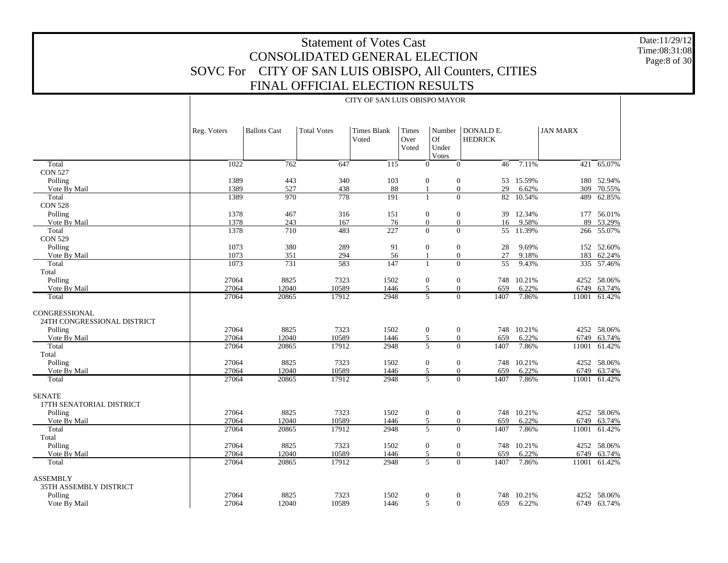# Statement of Votes Cast
# CONSOLIDATED GENERAL ELECTION
# SOVC For CITY OF SAN LUIS OBISPO, All Counters, CITIES
# FINAL OFFICIAL ELECTION RESULTS

Date:11/29/12
Time:08:31:08

## CITY OF SAN LUIS OBISPO MAYOR

| | Reg. Voters | Ballots Cast | Total Votes | Times Blank Voted | Times Over Voted | Number Of Under Votes | DONALD E. HEDRICK | | JAN MARX | |
|---|---|---|---|---|---|---|---|---|---|---|
| Total | 1022 | 762 | 647 | 115 | 0 | 0 | 46 | 7.11% | 421 | 65.07% |
| CON 527 | | | | | | | | | | |
| Polling | 1389 | 443 | 340 | 103 | 0 | 0 | 53 | 15.59% | 180 | 52.94% |
| Vote By Mail | 1389 | 527 | 438 | 88 | 1 | 0 | 29 | 6.62% | 309 | 70.55% |
| Total | 1389 | 970 | 778 | 191 | 1 | 0 | 82 | 10.54% | 489 | 62.85% |
| CON 528 | | | | | | | | | | |
| Polling | 1378 | 467 | 316 | 151 | 0 | 0 | 39 | 12.34% | 177 | 56.01% |
| Vote By Mail | 1378 | 243 | 167 | 76 | 0 | 0 | 16 | 9.58% | 89 | 53.29% |
| Total | 1378 | 710 | 483 | 227 | 0 | 0 | 55 | 11.39% | 266 | 55.07% |
| CON 529 | | | | | | | | | | |
| Polling | 1073 | 380 | 289 | 91 | 0 | 0 | 28 | 9.69% | 152 | 52.60% |
| Vote By Mail | 1073 | 351 | 294 | 56 | 1 | 0 | 27 | 9.18% | 183 | 62.24% |
| Total | 1073 | 731 | 583 | 147 | 1 | 0 | 55 | 9.43% | 335 | 57.46% |
| Total | | | | | | | | | | |
| Polling | 27064 | 8825 | 7323 | 1502 | 0 | 0 | 748 | 10.21% | 4252 | 58.06% |
| Vote By Mail | 27064 | 12040 | 10589 | 1446 | 5 | 0 | 659 | 6.22% | 6749 | 63.74% |
| Total | 27064 | 20865 | 17912 | 2948 | 5 | 0 | 1407 | 7.86% | 11001 | 61.42% |
| CONGRESSIONAL | | | | | | | | | | |
| 24TH CONGRESSIONAL DISTRICT | | | | | | | | | | |
| Polling | 27064 | 8825 | 7323 | 1502 | 0 | 0 | 748 | 10.21% | 4252 | 58.06% |
| Vote By Mail | 27064 | 12040 | 10589 | 1446 | 5 | 0 | 659 | 6.22% | 6749 | 63.74% |
| Total | 27064 | 20865 | 17912 | 2948 | 5 | 0 | 1407 | 7.86% | 11001 | 61.42% |
| Total | | | | | | | | | | |
| Polling | 27064 | 8825 | 7323 | 1502 | 0 | 0 | 748 | 10.21% | 4252 | 58.06% |
| Vote By Mail | 27064 | 12040 | 10589 | 1446 | 5 | 0 | 659 | 6.22% | 6749 | 63.74% |
| Total | 27064 | 20865 | 17912 | 2948 | 5 | 0 | 1407 | 7.86% | 11001 | 61.42% |
| SENATE | | | | | | | | | | |
| 17TH SENATORIAL DISTRICT | | | | | | | | | | |
| Polling | 27064 | 8825 | 7323 | 1502 | 0 | 0 | 748 | 10.21% | 4252 | 58.06% |
| Vote By Mail | 27064 | 12040 | 10589 | 1446 | 5 | 0 | 659 | 6.22% | 6749 | 63.74% |
| Total | 27064 | 20865 | 17912 | 2948 | 5 | 0 | 1407 | 7.86% | 11001 | 61.42% |
| Total | | | | | | | | | | |
| Polling | 27064 | 8825 | 7323 | 1502 | 0 | 0 | 748 | 10.21% | 4252 | 58.06% |
| Vote By Mail | 27064 | 12040 | 10589 | 1446 | 5 | 0 | 659 | 6.22% | 6749 | 63.74% |
| Total | 27064 | 20865 | 17912 | 2948 | 5 | 0 | 1407 | 7.86% | 11001 | 61.42% |
| ASSEMBLY | | | | | | | | | | |
| 35TH ASSEMBLY DISTRICT | | | | | | | | | | |
| Polling | 27064 | 8825 | 7323 | 1502 | 0 | 0 | 748 | 10.21% | 4252 | 58.06% |
| Vote By Mail | 27064 | 12040 | 10589 | 1446 | 5 | 0 | 659 | 6.22% | 6749 | 63.74% |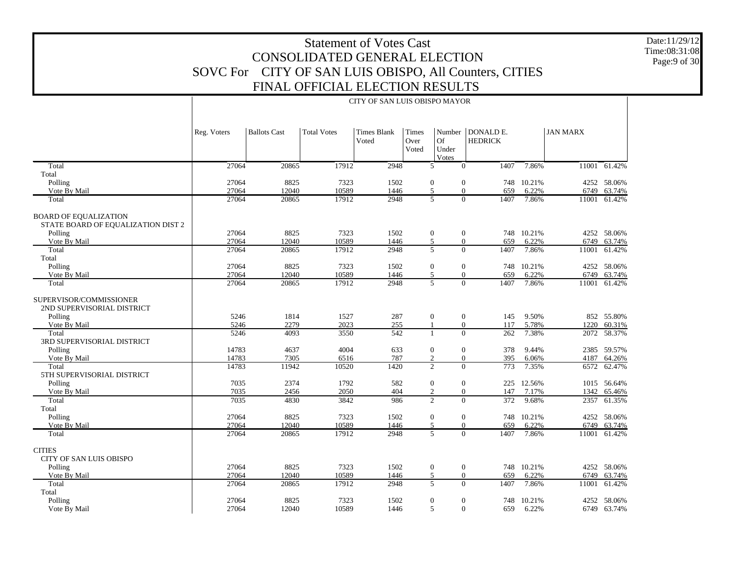# Statement of Votes Cast
## CONSOLIDATED GENERAL ELECTION
## SOVC For CITY OF SAN LUIS OBISPO, All Counters, CITIES
## FINAL OFFICIAL ELECTION RESULTS

Date:11/29/12
Time:08:31:08

CITY OF SAN LUIS OBISPO MAYOR

| | Reg. Voters | Ballots Cast | Total Votes | Times Blank Voted | Times Over Voted | Number Of Under Votes | DONALD E. HEDRICK | | JAN MARX | |
|---|---|---|---|---|---|---|---|---|---|---|
| Total | 27064 | 20865 | 17912 | 2948 | 5 | 0 | 1407 | 7.86% | 11001 | 61.42% |
| Total | | | | | | | | | | |
| Polling | 27064 | 8825 | 7323 | 1502 | 0 | 0 | 748 | 10.21% | 4252 | 58.06% |
| Vote By Mail | 27064 | 12040 | 10589 | 1446 | 5 | 0 | 659 | 6.22% | 6749 | 63.74% |
| Total | 27064 | 20865 | 17912 | 2948 | 5 | 0 | 1407 | 7.86% | 11001 | 61.42% |
| BOARD OF EQUALIZATION | | | | | | | | | | |
| STATE BOARD OF EQUALIZATION DIST 2 | | | | | | | | | | |
| Polling | 27064 | 8825 | 7323 | 1502 | 0 | 0 | 748 | 10.21% | 4252 | 58.06% |
| Vote By Mail | 27064 | 12040 | 10589 | 1446 | 5 | 0 | 659 | 6.22% | 6749 | 63.74% |
| Total | 27064 | 20865 | 17912 | 2948 | 5 | 0 | 1407 | 7.86% | 11001 | 61.42% |
| Total | | | | | | | | | | |
| Polling | 27064 | 8825 | 7323 | 1502 | 0 | 0 | 748 | 10.21% | 4252 | 58.06% |
| Vote By Mail | 27064 | 12040 | 10589 | 1446 | 5 | 0 | 659 | 6.22% | 6749 | 63.74% |
| Total | 27064 | 20865 | 17912 | 2948 | 5 | 0 | 1407 | 7.86% | 11001 | 61.42% |
| SUPERVISOR/COMMISSIONER | | | | | | | | | | |
| 2ND SUPERVISORIAL DISTRICT | | | | | | | | | | |
| Polling | 5246 | 1814 | 1527 | 287 | 0 | 0 | 145 | 9.50% | 852 | 55.80% |
| Vote By Mail | 5246 | 2279 | 2023 | 255 | 1 | 0 | 117 | 5.78% | 1220 | 60.31% |
| Total | 5246 | 4093 | 3550 | 542 | 1 | 0 | 262 | 7.38% | 2072 | 58.37% |
| 3RD SUPERVISORIAL DISTRICT | | | | | | | | | | |
| Polling | 14783 | 4637 | 4004 | 633 | 0 | 0 | 378 | 9.44% | 2385 | 59.57% |
| Vote By Mail | 14783 | 7305 | 6516 | 787 | 2 | 0 | 395 | 6.06% | 4187 | 64.26% |
| Total | 14783 | 11942 | 10520 | 1420 | 2 | 0 | 773 | 7.35% | 6572 | 62.47% |
| 5TH SUPERVISORIAL DISTRICT | | | | | | | | | | |
| Polling | 7035 | 2374 | 1792 | 582 | 0 | 0 | 225 | 12.56% | 1015 | 56.64% |
| Vote By Mail | 7035 | 2456 | 2050 | 404 | 2 | 0 | 147 | 7.17% | 1342 | 65.46% |
| Total | 7035 | 4830 | 3842 | 986 | 2 | 0 | 372 | 9.68% | 2357 | 61.35% |
| Total | | | | | | | | | | |
| Polling | 27064 | 8825 | 7323 | 1502 | 0 | 0 | 748 | 10.21% | 4252 | 58.06% |
| Vote By Mail | 27064 | 12040 | 10589 | 1446 | 5 | 0 | 659 | 6.22% | 6749 | 63.74% |
| Total | 27064 | 20865 | 17912 | 2948 | 5 | 0 | 1407 | 7.86% | 11001 | 61.42% |
| CITIES | | | | | | | | | | |
| CITY OF SAN LUIS OBISPO | | | | | | | | | | |
| Polling | 27064 | 8825 | 7323 | 1502 | 0 | 0 | 748 | 10.21% | 4252 | 58.06% |
| Vote By Mail | 27064 | 12040 | 10589 | 1446 | 5 | 0 | 659 | 6.22% | 6749 | 63.74% |
| Total | 27064 | 20865 | 17912 | 2948 | 5 | 0 | 1407 | 7.86% | 11001 | 61.42% |
| Total | | | | | | | | | | |
| Polling | 27064 | 8825 | 7323 | 1502 | 0 | 0 | 748 | 10.21% | 4252 | 58.06% |
| Vote By Mail | 27064 | 12040 | 10589 | 1446 | 5 | 0 | 659 | 6.22% | 6749 | 63.74% |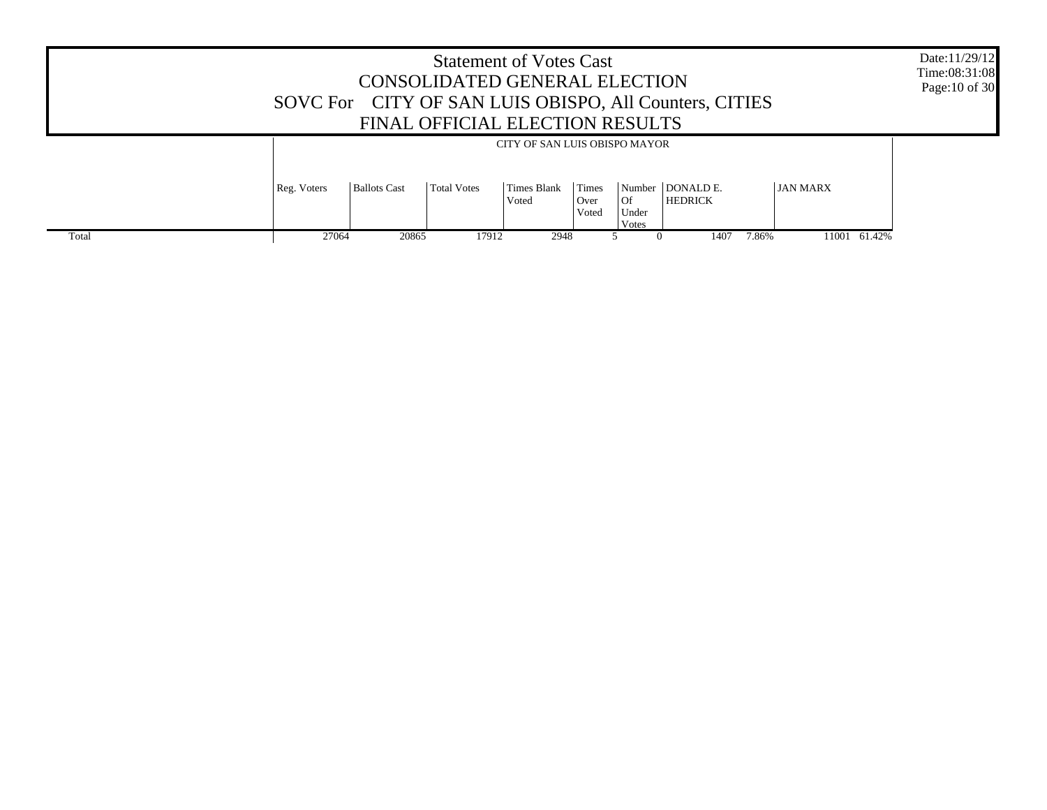# Statement of Votes Cast
## CONSOLIDATED GENERAL ELECTION
## SOVC For CITY OF SAN LUIS OBISPO, All Counters, CITIES
## FINAL OFFICIAL ELECTION RESULTS

Date:11/29/12
Time:08:31:08

| | CITY OF SAN LUIS OBISPO MAYOR | | | | | | | | | |
|---|---|---|---|---|---|---|---|---|---|---|
| | Reg. Voters | Ballots Cast | Total Votes | Times Blank Voted | Times Over Voted | Number Of Under Votes | DONALD E. HEDRICK | | JAN MARX | |
| Total | 27064 | 20865 | 17912 | 2948 | 5 | 0 | 1407 | 7.86% | 11001 | 61.42% |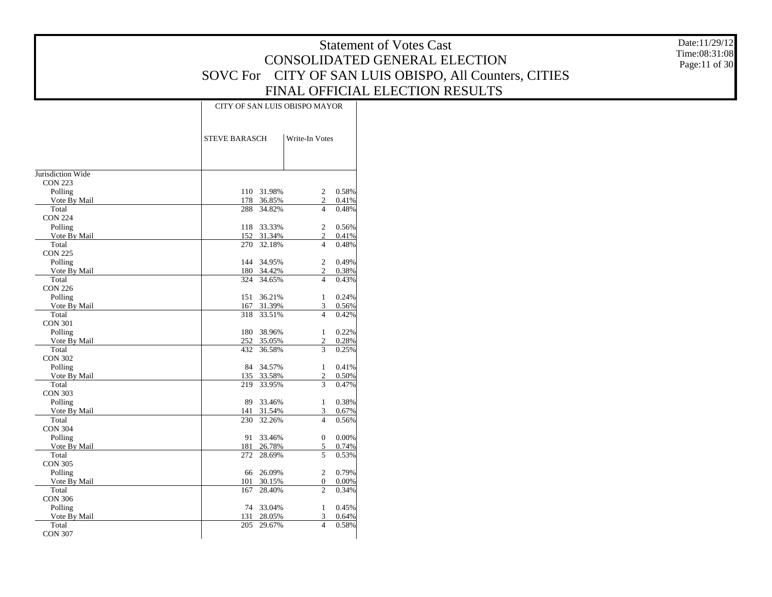# Statement of Votes Cast
## CONSOLIDATED GENERAL ELECTION
## SOVC For CITY OF SAN LUIS OBISPO, All Counters, CITIES
## FINAL OFFICIAL ELECTION RESULTS

Date:11/29/12
Time:08:31:08

| | CITY OF SAN LUIS OBISPO MAYOR | | | |
|---|---|---|---|---|
| | STEVE BARASCH | | Write-In Votes | |
| Jurisdiction Wide | | | | |
| CON 223 | | | | |
| Polling | 110 | 31.98% | 2 | 0.58% |
| Vote By Mail | 178 | 36.85% | 2 | 0.41% |
| Total | 288 | 34.82% | 4 | 0.48% |
| CON 224 | | | | |
| Polling | 118 | 33.33% | 2 | 0.56% |
| Vote By Mail | 152 | 31.34% | 2 | 0.41% |
| Total | 270 | 32.18% | 4 | 0.48% |
| CON 225 | | | | |
| Polling | 144 | 34.95% | 2 | 0.49% |
| Vote By Mail | 180 | 34.42% | 2 | 0.38% |
| Total | 324 | 34.65% | 4 | 0.43% |
| CON 226 | | | | |
| Polling | 151 | 36.21% | 1 | 0.24% |
| Vote By Mail | 167 | 31.39% | 3 | 0.56% |
| Total | 318 | 33.51% | 4 | 0.42% |
| CON 301 | | | | |
| Polling | 180 | 38.96% | 1 | 0.22% |
| Vote By Mail | 252 | 35.05% | 2 | 0.28% |
| Total | 432 | 36.58% | 3 | 0.25% |
| CON 302 | | | | |
| Polling | 84 | 34.57% | 1 | 0.41% |
| Vote By Mail | 135 | 33.58% | 2 | 0.50% |
| Total | 219 | 33.95% | 3 | 0.47% |
| CON 303 | | | | |
| Polling | 89 | 33.46% | 1 | 0.38% |
| Vote By Mail | 141 | 31.54% | 3 | 0.67% |
| Total | 230 | 32.26% | 4 | 0.56% |
| CON 304 | | | | |
| Polling | 91 | 33.46% | 0 | 0.00% |
| Vote By Mail | 181 | 26.78% | 5 | 0.74% |
| Total | 272 | 28.69% | 5 | 0.53% |
| CON 305 | | | | |
| Polling | 66 | 26.09% | 2 | 0.79% |
| Vote By Mail | 101 | 30.15% | 0 | 0.00% |
| Total | 167 | 28.40% | 2 | 0.34% |
| CON 306 | | | | |
| Polling | 74 | 33.04% | 1 | 0.45% |
| Vote By Mail | 131 | 28.05% | 3 | 0.64% |
| Total | 205 | 29.67% | 4 | 0.58% |
| CON 307 | | | | |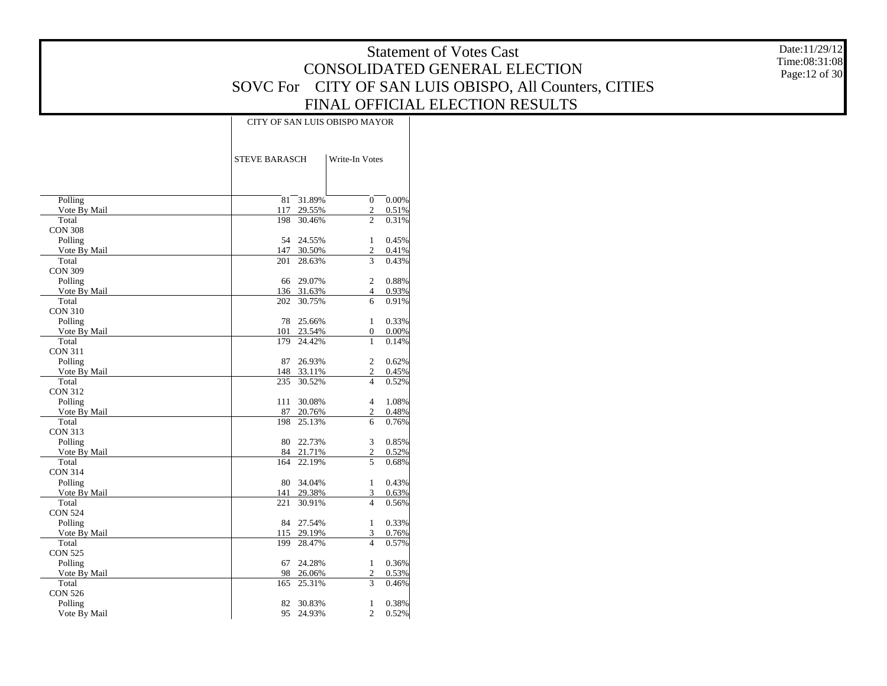# Statement of Votes Cast
## CONSOLIDATED GENERAL ELECTION
## SOVC For CITY OF SAN LUIS OBISPO, All Counters, CITIES
## FINAL OFFICIAL ELECTION RESULTS

Date:11/29/12
Time:08:31:08

| | CITY OF SAN LUIS OBISPO MAYOR | | | |
|---|---|---|---|---|
| | STEVE BARASCH | | Write-In Votes | |
| Polling | 81 | 31.89% | 0 | 0.00% |
| Vote By Mail | 117 | 29.55% | 2 | 0.51% |
| Total | 198 | 30.46% | 2 | 0.31% |
| CON 308 | | | | |
| Polling | 54 | 24.55% | 1 | 0.45% |
| Vote By Mail | 147 | 30.50% | 2 | 0.41% |
| Total | 201 | 28.63% | 3 | 0.43% |
| CON 309 | | | | |
| Polling | 66 | 29.07% | 2 | 0.88% |
| Vote By Mail | 136 | 31.63% | 4 | 0.93% |
| Total | 202 | 30.75% | 6 | 0.91% |
| CON 310 | | | | |
| Polling | 78 | 25.66% | 1 | 0.33% |
| Vote By Mail | 101 | 23.54% | 0 | 0.00% |
| Total | 179 | 24.42% | 1 | 0.14% |
| CON 311 | | | | |
| Polling | 87 | 26.93% | 2 | 0.62% |
| Vote By Mail | 148 | 33.11% | 2 | 0.45% |
| Total | 235 | 30.52% | 4 | 0.52% |
| CON 312 | | | | |
| Polling | 111 | 30.08% | 4 | 1.08% |
| Vote By Mail | 87 | 20.76% | 2 | 0.48% |
| Total | 198 | 25.13% | 6 | 0.76% |
| CON 313 | | | | |
| Polling | 80 | 22.73% | 3 | 0.85% |
| Vote By Mail | 84 | 21.71% | 2 | 0.52% |
| Total | 164 | 22.19% | 5 | 0.68% |
| CON 314 | | | | |
| Polling | 80 | 34.04% | 1 | 0.43% |
| Vote By Mail | 141 | 29.38% | 3 | 0.63% |
| Total | 221 | 30.91% | 4 | 0.56% |
| CON 524 | | | | |
| Polling | 84 | 27.54% | 1 | 0.33% |
| Vote By Mail | 115 | 29.19% | 3 | 0.76% |
| Total | 199 | 28.47% | 4 | 0.57% |
| CON 525 | | | | |
| Polling | 67 | 24.28% | 1 | 0.36% |
| Vote By Mail | 98 | 26.06% | 2 | 0.53% |
| Total | 165 | 25.31% | 3 | 0.46% |
| CON 526 | | | | |
| Polling | 82 | 30.83% | 1 | 0.38% |
| Vote By Mail | 95 | 24.93% | 2 | 0.52% |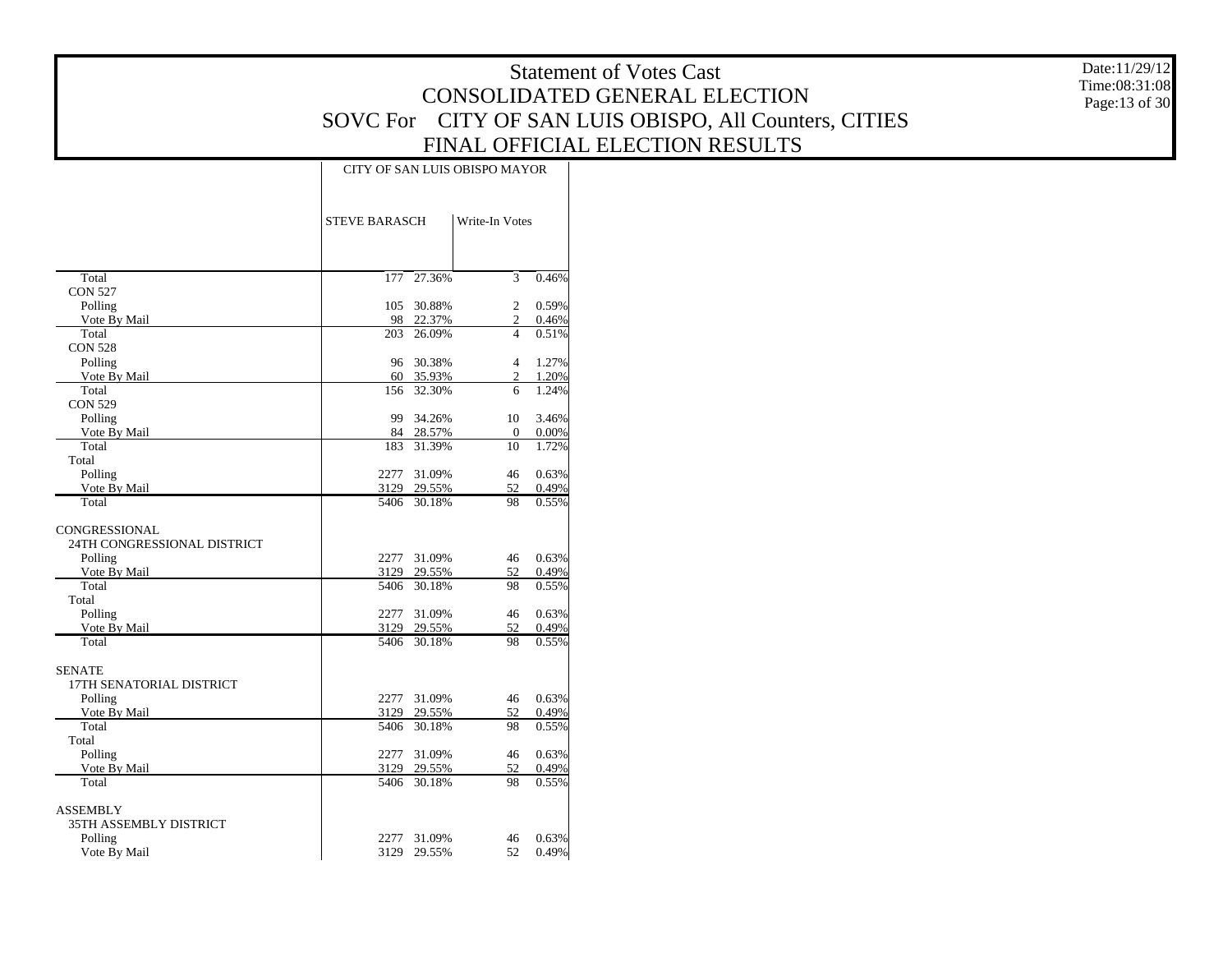# Statement of Votes Cast
## CONSOLIDATED GENERAL ELECTION
## SOVC For CITY OF SAN LUIS OBISPO, All Counters, CITIES
## FINAL OFFICIAL ELECTION RESULTS

Date:11/29/12
Time:08:31:08

| | CITY OF SAN LUIS OBISPO MAYOR | | | |
|---|---|---|---|---|
| | STEVE BARASCH | | Write-In Votes | |
| Total | 177 | 27.36% | 3 | 0.46% |
| CON 527 | | | | |
| Polling | 105 | 30.88% | 2 | 0.59% |
| Vote By Mail | 98 | 22.37% | 2 | 0.46% |
| Total | 203 | 26.09% | 4 | 0.51% |
| CON 528 | | | | |
| Polling | 96 | 30.38% | 4 | 1.27% |
| Vote By Mail | 60 | 35.93% | 2 | 1.20% |
| Total | 156 | 32.30% | 6 | 1.24% |
| CON 529 | | | | |
| Polling | 99 | 34.26% | 10 | 3.46% |
| Vote By Mail | 84 | 28.57% | 0 | 0.00% |
| Total | 183 | 31.39% | 10 | 1.72% |
| Total | | | | |
| Polling | 2277 | 31.09% | 46 | 0.63% |
| Vote By Mail | 3129 | 29.55% | 52 | 0.49% |
| Total | 5406 | 30.18% | 98 | 0.55% |
| CONGRESSIONAL | | | | |
| 24TH CONGRESSIONAL DISTRICT | | | | |
| Polling | 2277 | 31.09% | 46 | 0.63% |
| Vote By Mail | 3129 | 29.55% | 52 | 0.49% |
| Total | 5406 | 30.18% | 98 | 0.55% |
| Total | | | | |
| Polling | 2277 | 31.09% | 46 | 0.63% |
| Vote By Mail | 3129 | 29.55% | 52 | 0.49% |
| Total | 5406 | 30.18% | 98 | 0.55% |
| SENATE | | | | |
| 17TH SENATORIAL DISTRICT | | | | |
| Polling | 2277 | 31.09% | 46 | 0.63% |
| Vote By Mail | 3129 | 29.55% | 52 | 0.49% |
| Total | 5406 | 30.18% | 98 | 0.55% |
| Total | | | | |
| Polling | 2277 | 31.09% | 46 | 0.63% |
| Vote By Mail | 3129 | 29.55% | 52 | 0.49% |
| Total | 5406 | 30.18% | 98 | 0.55% |
| ASSEMBLY | | | | |
| 35TH ASSEMBLY DISTRICT | | | | |
| Polling | 2277 | 31.09% | 46 | 0.63% |
| Vote By Mail | 3129 | 29.55% | 52 | 0.49% |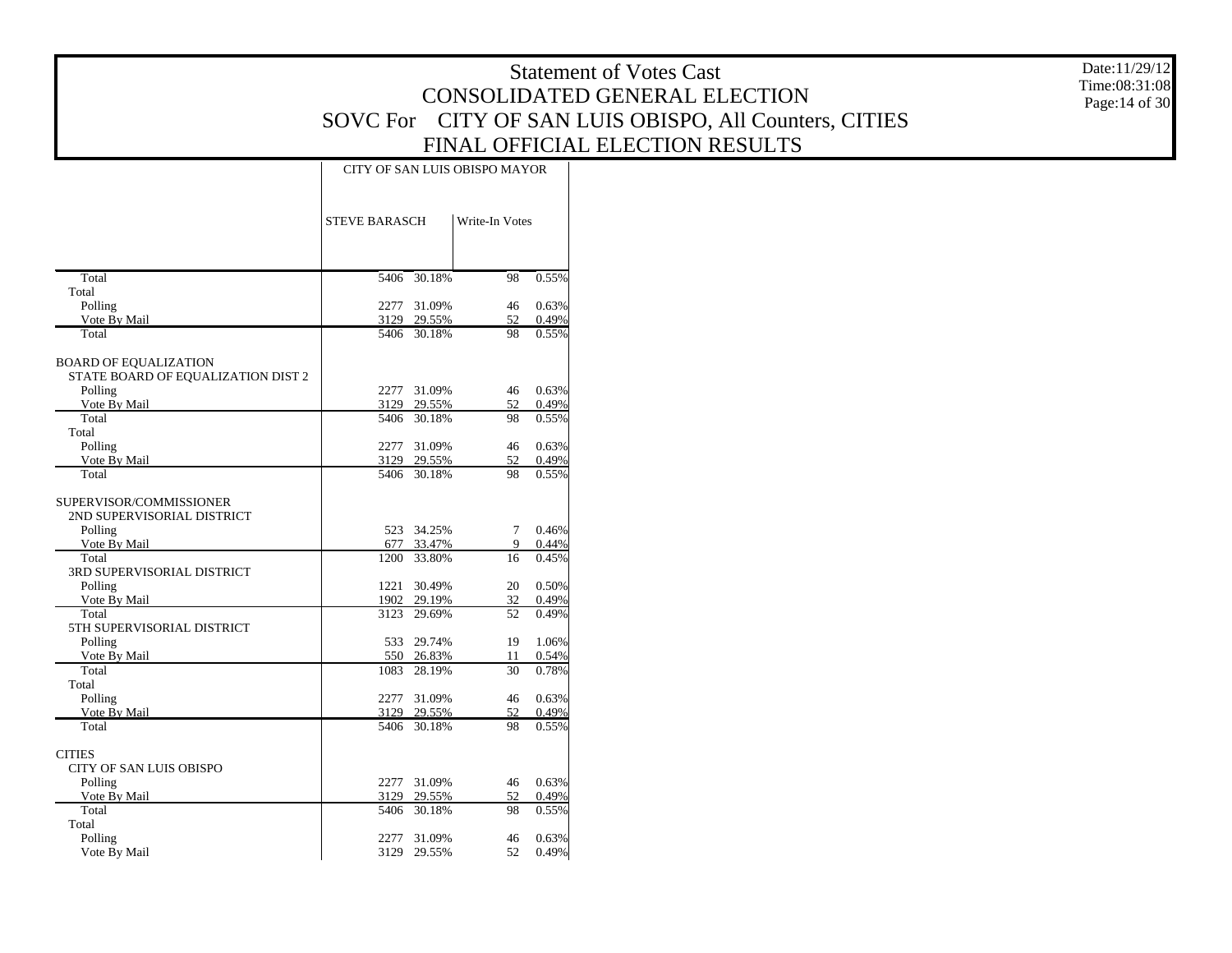# Statement of Votes Cast
## CONSOLIDATED GENERAL ELECTION
## SOVC For CITY OF SAN LUIS OBISPO, All Counters, CITIES
## FINAL OFFICIAL ELECTION RESULTS

Date:11/29/12
Time:08:31:08

| | CITY OF SAN LUIS OBISPO MAYOR | | | |
|---|---|---|---|---|
| | STEVE BARASCH | | Write-In Votes | |
| Total | 5406 | 30.18% | 98 | 0.55% |
| Total | | | | |
| Polling | 2277 | 31.09% | 46 | 0.63% |
| Vote By Mail | 3129 | 29.55% | 52 | 0.49% |
| Total | 5406 | 30.18% | 98 | 0.55% |
| BOARD OF EQUALIZATION | | | | |
| STATE BOARD OF EQUALIZATION DIST 2 | | | | |
| Polling | 2277 | 31.09% | 46 | 0.63% |
| Vote By Mail | 3129 | 29.55% | 52 | 0.49% |
| Total | 5406 | 30.18% | 98 | 0.55% |
| Total | | | | |
| Polling | 2277 | 31.09% | 46 | 0.63% |
| Vote By Mail | 3129 | 29.55% | 52 | 0.49% |
| Total | 5406 | 30.18% | 98 | 0.55% |
| SUPERVISOR/COMMISSIONER | | | | |
| 2ND SUPERVISORIAL DISTRICT | | | | |
| Polling | 523 | 34.25% | 7 | 0.46% |
| Vote By Mail | 677 | 33.47% | 9 | 0.44% |
| Total | 1200 | 33.80% | 16 | 0.45% |
| 3RD SUPERVISORIAL DISTRICT | | | | |
| Polling | 1221 | 30.49% | 20 | 0.50% |
| Vote By Mail | 1902 | 29.19% | 32 | 0.49% |
| Total | 3123 | 29.69% | 52 | 0.49% |
| 5TH SUPERVISORIAL DISTRICT | | | | |
| Polling | 533 | 29.74% | 19 | 1.06% |
| Vote By Mail | 550 | 26.83% | 11 | 0.54% |
| Total | 1083 | 28.19% | 30 | 0.78% |
| Total | | | | |
| Polling | 2277 | 31.09% | 46 | 0.63% |
| Vote By Mail | 3129 | 29.55% | 52 | 0.49% |
| Total | 5406 | 30.18% | 98 | 0.55% |
| CITIES | | | | |
| CITY OF SAN LUIS OBISPO | | | | |
| Polling | 2277 | 31.09% | 46 | 0.63% |
| Vote By Mail | 3129 | 29.55% | 52 | 0.49% |
| Total | 5406 | 30.18% | 98 | 0.55% |
| Total | | | | |
| Polling | 2277 | 31.09% | 46 | 0.63% |
| Vote By Mail | 3129 | 29.55% | 52 | 0.49% |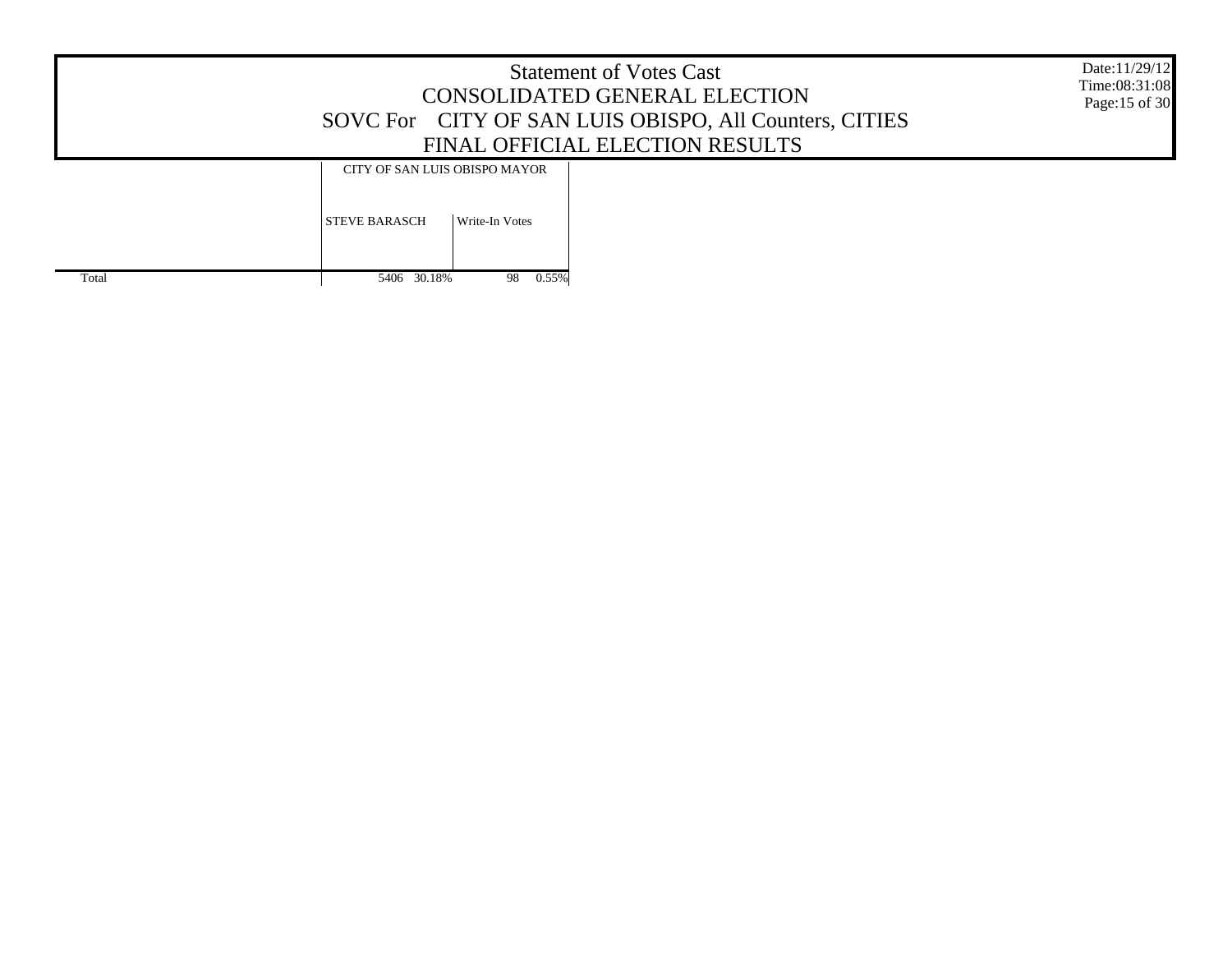# Statement of Votes Cast

## CONSOLIDATED GENERAL ELECTION

## SOVC For CITY OF SAN LUIS OBISPO, All Counters, CITIES

## FINAL OFFICIAL ELECTION RESULTS

Date:11/29/12
Time:08:31:08

| | CITY OF SAN LUIS OBISPO MAYOR | | | |
|---|---|---|---|---|
| | STEVE BARASCH | | Write-In Votes | |
| Total | 5406 | 30.18% | 98 | 0.55% |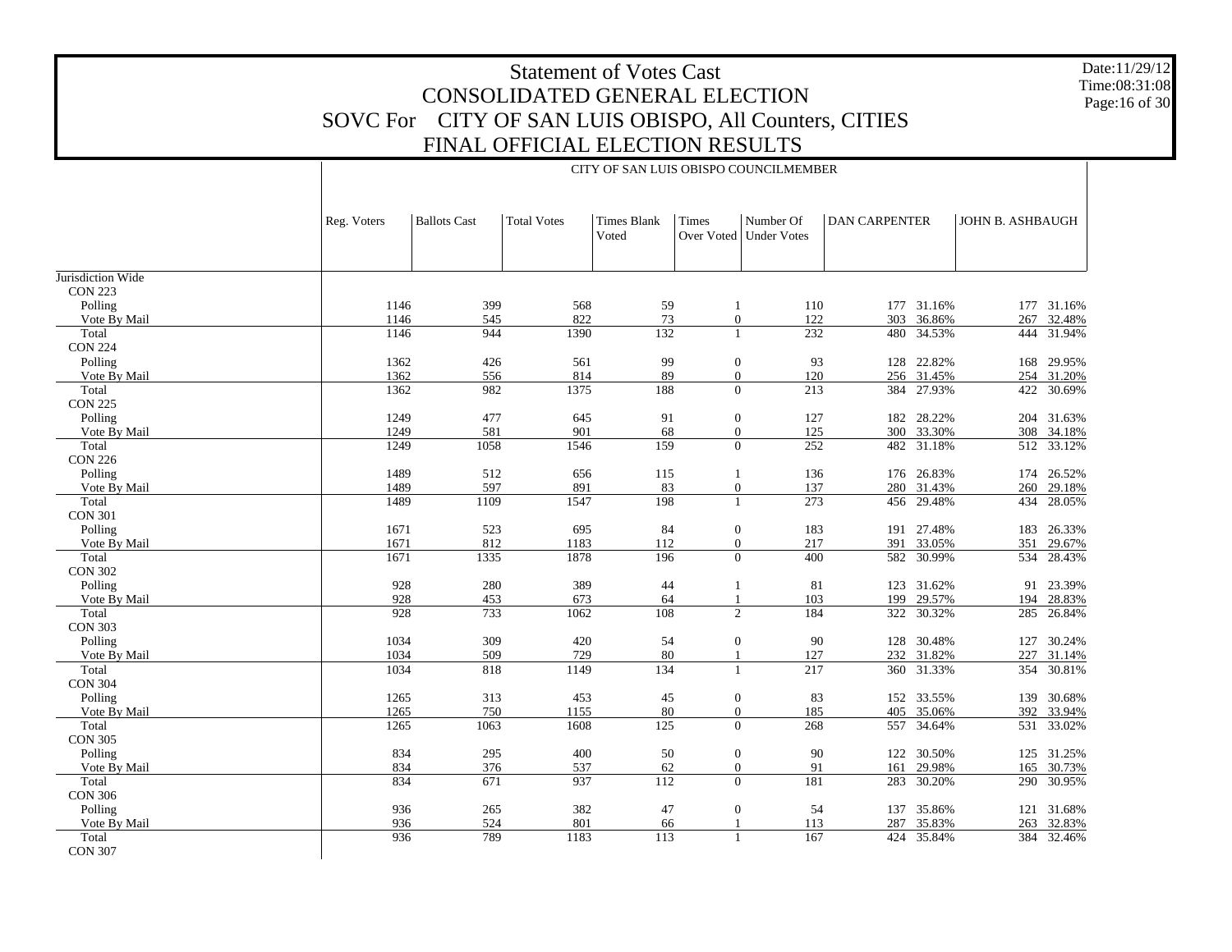# Statement of Votes Cast

## CONSOLIDATED GENERAL ELECTION

## SOVC For CITY OF SAN LUIS OBISPO, All Counters, CITIES

## FINAL OFFICIAL ELECTION RESULTS

Date:11/29/12
Time:08:31:08

CITY OF SAN LUIS OBISPO COUNCILMEMBER

| | Reg. Voters | Ballots Cast | Total Votes | Times Blank Voted | Times Over Voted | Number Of Under Votes | DAN CARPENTER | | JOHN B. ASHBAUGH | |
|---|---|---|---|---|---|---|---|---|---|---|
| Jurisdiction Wide | | | | | | | | | | |
| CON 223 | | | | | | | | | | |
| Polling | 1146 | 399 | 568 | 59 | 1 | 110 | 177 | 31.16% | 177 | 31.16% |
| Vote By Mail | 1146 | 545 | 822 | 73 | 0 | 122 | 303 | 36.86% | 267 | 32.48% |
| Total | 1146 | 944 | 1390 | 132 | 1 | 232 | 480 | 34.53% | 444 | 31.94% |
| CON 224 | | | | | | | | | | |
| Polling | 1362 | 426 | 561 | 99 | 0 | 93 | 128 | 22.82% | 168 | 29.95% |
| Vote By Mail | 1362 | 556 | 814 | 89 | 0 | 120 | 256 | 31.45% | 254 | 31.20% |
| Total | 1362 | 982 | 1375 | 188 | 0 | 213 | 384 | 27.93% | 422 | 30.69% |
| CON 225 | | | | | | | | | | |
| Polling | 1249 | 477 | 645 | 91 | 0 | 127 | 182 | 28.22% | 204 | 31.63% |
| Vote By Mail | 1249 | 581 | 901 | 68 | 0 | 125 | 300 | 33.30% | 308 | 34.18% |
| Total | 1249 | 1058 | 1546 | 159 | 0 | 252 | 482 | 31.18% | 512 | 33.12% |
| CON 226 | | | | | | | | | | |
| Polling | 1489 | 512 | 656 | 115 | 1 | 136 | 176 | 26.83% | 174 | 26.52% |
| Vote By Mail | 1489 | 597 | 891 | 83 | 0 | 137 | 280 | 31.43% | 260 | 29.18% |
| Total | 1489 | 1109 | 1547 | 198 | 1 | 273 | 456 | 29.48% | 434 | 28.05% |
| CON 301 | | | | | | | | | | |
| Polling | 1671 | 523 | 695 | 84 | 0 | 183 | 191 | 27.48% | 183 | 26.33% |
| Vote By Mail | 1671 | 812 | 1183 | 112 | 0 | 217 | 391 | 33.05% | 351 | 29.67% |
| Total | 1671 | 1335 | 1878 | 196 | 0 | 400 | 582 | 30.99% | 534 | 28.43% |
| CON 302 | | | | | | | | | | |
| Polling | 928 | 280 | 389 | 44 | 1 | 81 | 123 | 31.62% | 91 | 23.39% |
| Vote By Mail | 928 | 453 | 673 | 64 | 1 | 103 | 199 | 29.57% | 194 | 28.83% |
| Total | 928 | 733 | 1062 | 108 | 2 | 184 | 322 | 30.32% | 285 | 26.84% |
| CON 303 | | | | | | | | | | |
| Polling | 1034 | 309 | 420 | 54 | 0 | 90 | 128 | 30.48% | 127 | 30.24% |
| Vote By Mail | 1034 | 509 | 729 | 80 | 1 | 127 | 232 | 31.82% | 227 | 31.14% |
| Total | 1034 | 818 | 1149 | 134 | 1 | 217 | 360 | 31.33% | 354 | 30.81% |
| CON 304 | | | | | | | | | | |
| Polling | 1265 | 313 | 453 | 45 | 0 | 83 | 152 | 33.55% | 139 | 30.68% |
| Vote By Mail | 1265 | 750 | 1155 | 80 | 0 | 185 | 405 | 35.06% | 392 | 33.94% |
| Total | 1265 | 1063 | 1608 | 125 | 0 | 268 | 557 | 34.64% | 531 | 33.02% |
| CON 305 | | | | | | | | | | |
| Polling | 834 | 295 | 400 | 50 | 0 | 90 | 122 | 30.50% | 125 | 31.25% |
| Vote By Mail | 834 | 376 | 537 | 62 | 0 | 91 | 161 | 29.98% | 165 | 30.73% |
| Total | 834 | 671 | 937 | 112 | 0 | 181 | 283 | 30.20% | 290 | 30.95% |
| CON 306 | | | | | | | | | | |
| Polling | 936 | 265 | 382 | 47 | 0 | 54 | 137 | 35.86% | 121 | 31.68% |
| Vote By Mail | 936 | 524 | 801 | 66 | 1 | 113 | 287 | 35.83% | 263 | 32.83% |
| Total | 936 | 789 | 1183 | 113 | 1 | 167 | 424 | 35.84% | 384 | 32.46% |
| CON 307 | | | | | | | | | | |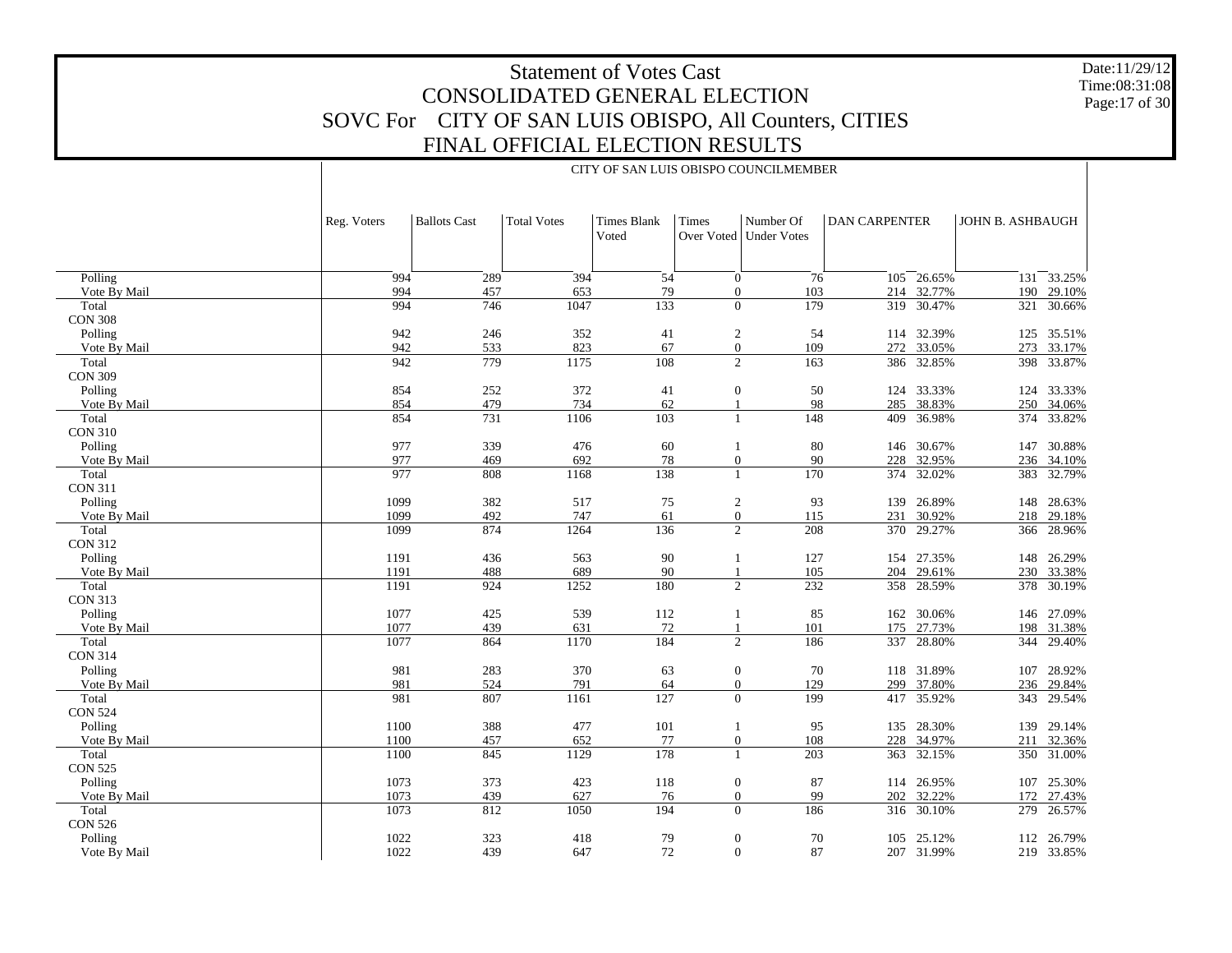# Statement of Votes Cast

## CONSOLIDATED GENERAL ELECTION

## SOVC For CITY OF SAN LUIS OBISPO, All Counters, CITIES

## FINAL OFFICIAL ELECTION RESULTS

Date:11/29/12
Time:08:31:08

CITY OF SAN LUIS OBISPO COUNCILMEMBER

| | Reg. Voters | Ballots Cast | Total Votes | Times Blank Voted | Times Over Voted | Number Of Under Votes | DAN CARPENTER | | JOHN B. ASHBAUGH | |
|---|---|---|---|---|---|---|---|---|---|---|
| Polling | 994 | 289 | 394 | 54 | 0 | 76 | 105 | 26.65% | 131 | 33.25% |
| Vote By Mail | 994 | 457 | 653 | 79 | 0 | 103 | 214 | 32.77% | 190 | 29.10% |
| Total | 994 | 746 | 1047 | 133 | 0 | 179 | 319 | 30.47% | 321 | 30.66% |
| CON 308 | | | | | | | | | | |
| Polling | 942 | 246 | 352 | 41 | 2 | 54 | 114 | 32.39% | 125 | 35.51% |
| Vote By Mail | 942 | 533 | 823 | 67 | 0 | 109 | 272 | 33.05% | 273 | 33.17% |
| Total | 942 | 779 | 1175 | 108 | 2 | 163 | 386 | 32.85% | 398 | 33.87% |
| CON 309 | | | | | | | | | | |
| Polling | 854 | 252 | 372 | 41 | 0 | 50 | 124 | 33.33% | 124 | 33.33% |
| Vote By Mail | 854 | 479 | 734 | 62 | 1 | 98 | 285 | 38.83% | 250 | 34.06% |
| Total | 854 | 731 | 1106 | 103 | 1 | 148 | 409 | 36.98% | 374 | 33.82% |
| CON 310 | | | | | | | | | | |
| Polling | 977 | 339 | 476 | 60 | 1 | 80 | 146 | 30.67% | 147 | 30.88% |
| Vote By Mail | 977 | 469 | 692 | 78 | 0 | 90 | 228 | 32.95% | 236 | 34.10% |
| Total | 977 | 808 | 1168 | 138 | 1 | 170 | 374 | 32.02% | 383 | 32.79% |
| CON 311 | | | | | | | | | | |
| Polling | 1099 | 382 | 517 | 75 | 2 | 93 | 139 | 26.89% | 148 | 28.63% |
| Vote By Mail | 1099 | 492 | 747 | 61 | 0 | 115 | 231 | 30.92% | 218 | 29.18% |
| Total | 1099 | 874 | 1264 | 136 | 2 | 208 | 370 | 29.27% | 366 | 28.96% |
| CON 312 | | | | | | | | | | |
| Polling | 1191 | 436 | 563 | 90 | 1 | 127 | 154 | 27.35% | 148 | 26.29% |
| Vote By Mail | 1191 | 488 | 689 | 90 | 1 | 105 | 204 | 29.61% | 230 | 33.38% |
| Total | 1191 | 924 | 1252 | 180 | 2 | 232 | 358 | 28.59% | 378 | 30.19% |
| CON 313 | | | | | | | | | | |
| Polling | 1077 | 425 | 539 | 112 | 1 | 85 | 162 | 30.06% | 146 | 27.09% |
| Vote By Mail | 1077 | 439 | 631 | 72 | 1 | 101 | 175 | 27.73% | 198 | 31.38% |
| Total | 1077 | 864 | 1170 | 184 | 2 | 186 | 337 | 28.80% | 344 | 29.40% |
| CON 314 | | | | | | | | | | |
| Polling | 981 | 283 | 370 | 63 | 0 | 70 | 118 | 31.89% | 107 | 28.92% |
| Vote By Mail | 981 | 524 | 791 | 64 | 0 | 129 | 299 | 37.80% | 236 | 29.84% |
| Total | 981 | 807 | 1161 | 127 | 0 | 199 | 417 | 35.92% | 343 | 29.54% |
| CON 524 | | | | | | | | | | |
| Polling | 1100 | 388 | 477 | 101 | 1 | 95 | 135 | 28.30% | 139 | 29.14% |
| Vote By Mail | 1100 | 457 | 652 | 77 | 0 | 108 | 228 | 34.97% | 211 | 32.36% |
| Total | 1100 | 845 | 1129 | 178 | 1 | 203 | 363 | 32.15% | 350 | 31.00% |
| CON 525 | | | | | | | | | | |
| Polling | 1073 | 373 | 423 | 118 | 0 | 87 | 114 | 26.95% | 107 | 25.30% |
| Vote By Mail | 1073 | 439 | 627 | 76 | 0 | 99 | 202 | 32.22% | 172 | 27.43% |
| Total | 1073 | 812 | 1050 | 194 | 0 | 186 | 316 | 30.10% | 279 | 26.57% |
| CON 526 | | | | | | | | | | |
| Polling | 1022 | 323 | 418 | 79 | 0 | 70 | 105 | 25.12% | 112 | 26.79% |
| Vote By Mail | 1022 | 439 | 647 | 72 | 0 | 87 | 207 | 31.99% | 219 | 33.85% |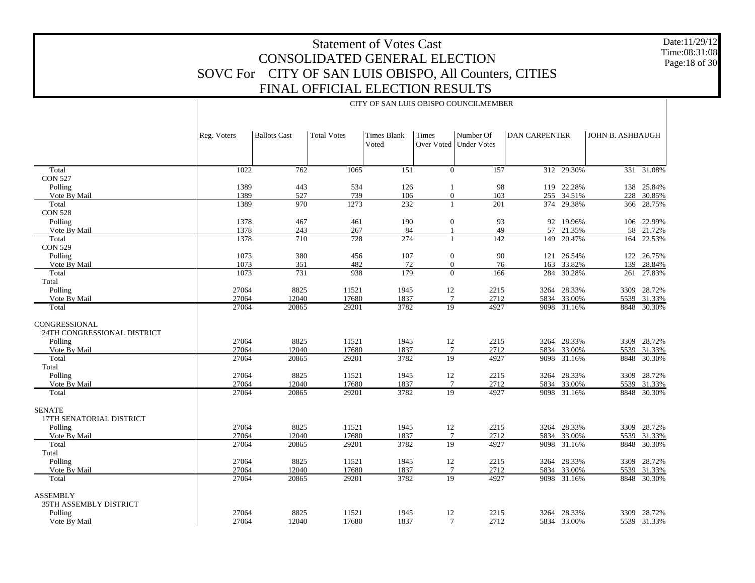# Statement of Votes Cast
## CONSOLIDATED GENERAL ELECTION
## SOVC For CITY OF SAN LUIS OBISPO, All Counters, CITIES
## FINAL OFFICIAL ELECTION RESULTS

Date:11/29/12
Time:08:31:08

CITY OF SAN LUIS OBISPO COUNCILMEMBER

| | Reg. Voters | Ballots Cast | Total Votes | Times Blank Voted | Times Over Voted | Number Of Under Votes | DAN CARPENTER | | JOHN B. ASHBAUGH | |
|---|---|---|---|---|---|---|---|---|---|---|
| Total | 1022 | 762 | 1065 | 151 | 0 | 157 | 312 | 29.30% | 331 | 31.08% |
| CON 527 | | | | | | | | | | |
| Polling | 1389 | 443 | 534 | 126 | 1 | 98 | 119 | 22.28% | 138 | 25.84% |
| Vote By Mail | 1389 | 527 | 739 | 106 | 0 | 103 | 255 | 34.51% | 228 | 30.85% |
| Total | 1389 | 970 | 1273 | 232 | 1 | 201 | 374 | 29.38% | 366 | 28.75% |
| CON 528 | | | | | | | | | | |
| Polling | 1378 | 467 | 461 | 190 | 0 | 93 | 92 | 19.96% | 106 | 22.99% |
| Vote By Mail | 1378 | 243 | 267 | 84 | 1 | 49 | 57 | 21.35% | 58 | 21.72% |
| Total | 1378 | 710 | 728 | 274 | 1 | 142 | 149 | 20.47% | 164 | 22.53% |
| CON 529 | | | | | | | | | | |
| Polling | 1073 | 380 | 456 | 107 | 0 | 90 | 121 | 26.54% | 122 | 26.75% |
| Vote By Mail | 1073 | 351 | 482 | 72 | 0 | 76 | 163 | 33.82% | 139 | 28.84% |
| Total | 1073 | 731 | 938 | 179 | 0 | 166 | 284 | 30.28% | 261 | 27.83% |
| Total | | | | | | | | | | |
| Polling | 27064 | 8825 | 11521 | 1945 | 12 | 2215 | 3264 | 28.33% | 3309 | 28.72% |
| Vote By Mail | 27064 | 12040 | 17680 | 1837 | 7 | 2712 | 5834 | 33.00% | 5539 | 31.33% |
| Total | 27064 | 20865 | 29201 | 3782 | 19 | 4927 | 9098 | 31.16% | 8848 | 30.30% |
| CONGRESSIONAL | | | | | | | | | | |
| 24TH CONGRESSIONAL DISTRICT | | | | | | | | | | |
| Polling | 27064 | 8825 | 11521 | 1945 | 12 | 2215 | 3264 | 28.33% | 3309 | 28.72% |
| Vote By Mail | 27064 | 12040 | 17680 | 1837 | 7 | 2712 | 5834 | 33.00% | 5539 | 31.33% |
| Total | 27064 | 20865 | 29201 | 3782 | 19 | 4927 | 9098 | 31.16% | 8848 | 30.30% |
| Total | | | | | | | | | | |
| Polling | 27064 | 8825 | 11521 | 1945 | 12 | 2215 | 3264 | 28.33% | 3309 | 28.72% |
| Vote By Mail | 27064 | 12040 | 17680 | 1837 | 7 | 2712 | 5834 | 33.00% | 5539 | 31.33% |
| Total | 27064 | 20865 | 29201 | 3782 | 19 | 4927 | 9098 | 31.16% | 8848 | 30.30% |
| SENATE | | | | | | | | | | |
| 17TH SENATORIAL DISTRICT | | | | | | | | | | |
| Polling | 27064 | 8825 | 11521 | 1945 | 12 | 2215 | 3264 | 28.33% | 3309 | 28.72% |
| Vote By Mail | 27064 | 12040 | 17680 | 1837 | 7 | 2712 | 5834 | 33.00% | 5539 | 31.33% |
| Total | 27064 | 20865 | 29201 | 3782 | 19 | 4927 | 9098 | 31.16% | 8848 | 30.30% |
| Total | | | | | | | | | | |
| Polling | 27064 | 8825 | 11521 | 1945 | 12 | 2215 | 3264 | 28.33% | 3309 | 28.72% |
| Vote By Mail | 27064 | 12040 | 17680 | 1837 | 7 | 2712 | 5834 | 33.00% | 5539 | 31.33% |
| Total | 27064 | 20865 | 29201 | 3782 | 19 | 4927 | 9098 | 31.16% | 8848 | 30.30% |
| ASSEMBLY | | | | | | | | | | |
| 35TH ASSEMBLY DISTRICT | | | | | | | | | | |
| Polling | 27064 | 8825 | 11521 | 1945 | 12 | 2215 | 3264 | 28.33% | 3309 | 28.72% |
| Vote By Mail | 27064 | 12040 | 17680 | 1837 | 7 | 2712 | 5834 | 33.00% | 5539 | 31.33% |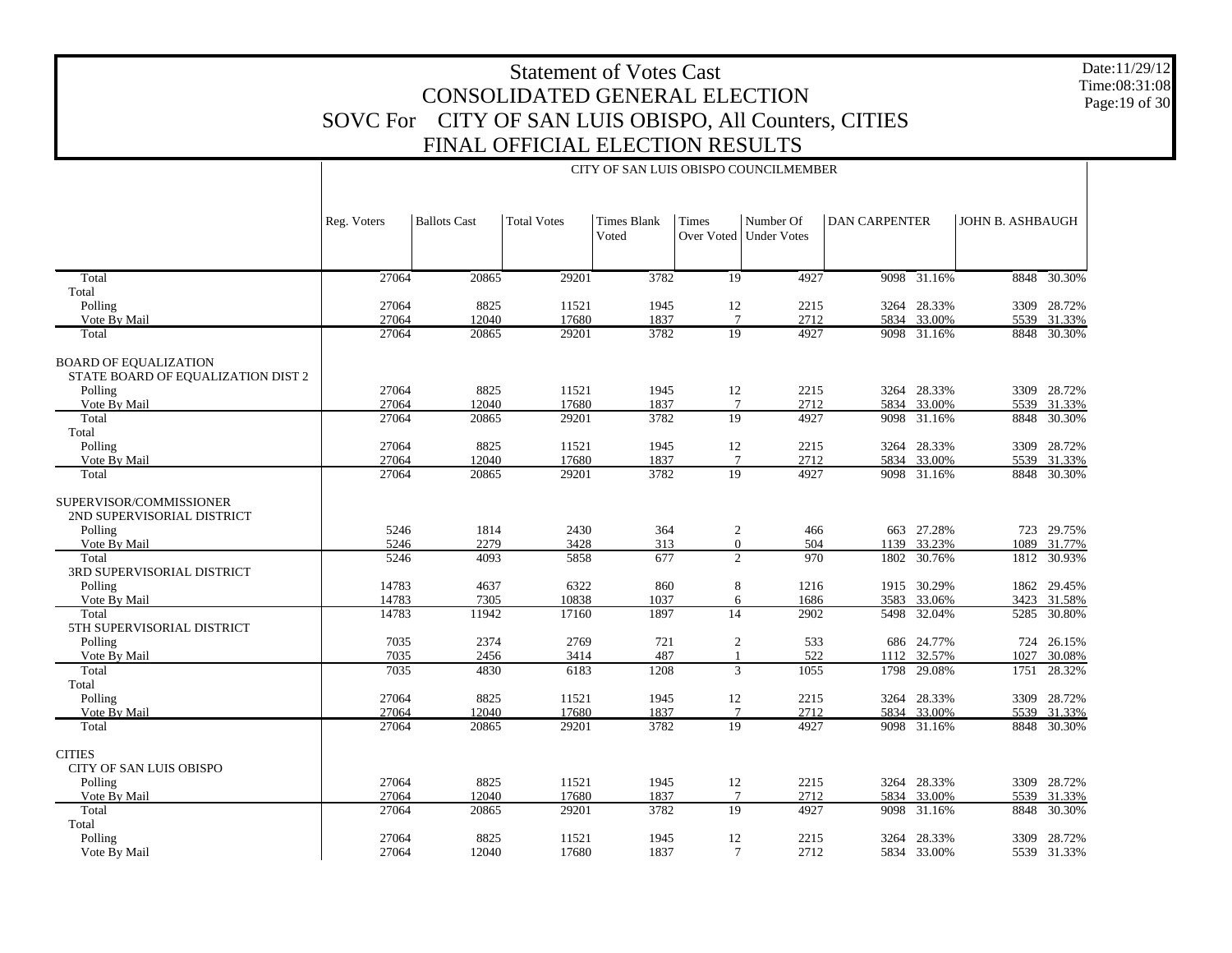# Statement of Votes Cast
## CONSOLIDATED GENERAL ELECTION
## SOVC For CITY OF SAN LUIS OBISPO, All Counters, CITIES
## FINAL OFFICIAL ELECTION RESULTS

Date:11/29/12
Time:08:31:08

CITY OF SAN LUIS OBISPO COUNCILMEMBER

| | Reg. Voters | Ballots Cast | Total Votes | Times Blank Voted | Times Over Voted | Number Of Under Votes | DAN CARPENTER | | JOHN B. ASHBAUGH | |
|---|---|---|---|---|---|---|---|---|---|---|
| Total | 27064 | 20865 | 29201 | 3782 | 19 | 4927 | 9098 | 31.16% | 8848 | 30.30% |
| Total | | | | | | | | | | |
| Polling | 27064 | 8825 | 11521 | 1945 | 12 | 2215 | 3264 | 28.33% | 3309 | 28.72% |
| Vote By Mail | 27064 | 12040 | 17680 | 1837 | 7 | 2712 | 5834 | 33.00% | 5539 | 31.33% |
| Total | 27064 | 20865 | 29201 | 3782 | 19 | 4927 | 9098 | 31.16% | 8848 | 30.30% |
| BOARD OF EQUALIZATION | | | | | | | | | | |
| STATE BOARD OF EQUALIZATION DIST 2 | | | | | | | | | | |
| Polling | 27064 | 8825 | 11521 | 1945 | 12 | 2215 | 3264 | 28.33% | 3309 | 28.72% |
| Vote By Mail | 27064 | 12040 | 17680 | 1837 | 7 | 2712 | 5834 | 33.00% | 5539 | 31.33% |
| Total | 27064 | 20865 | 29201 | 3782 | 19 | 4927 | 9098 | 31.16% | 8848 | 30.30% |
| Total | | | | | | | | | | |
| Polling | 27064 | 8825 | 11521 | 1945 | 12 | 2215 | 3264 | 28.33% | 3309 | 28.72% |
| Vote By Mail | 27064 | 12040 | 17680 | 1837 | 7 | 2712 | 5834 | 33.00% | 5539 | 31.33% |
| Total | 27064 | 20865 | 29201 | 3782 | 19 | 4927 | 9098 | 31.16% | 8848 | 30.30% |
| SUPERVISOR/COMMISSIONER | | | | | | | | | | |
| 2ND SUPERVISORIAL DISTRICT | | | | | | | | | | |
| Polling | 5246 | 1814 | 2430 | 364 | 2 | 466 | 663 | 27.28% | 723 | 29.75% |
| Vote By Mail | 5246 | 2279 | 3428 | 313 | 0 | 504 | 1139 | 33.23% | 1089 | 31.77% |
| Total | 5246 | 4093 | 5858 | 677 | 2 | 970 | 1802 | 30.76% | 1812 | 30.93% |
| 3RD SUPERVISORIAL DISTRICT | | | | | | | | | | |
| Polling | 14783 | 4637 | 6322 | 860 | 8 | 1216 | 1915 | 30.29% | 1862 | 29.45% |
| Vote By Mail | 14783 | 7305 | 10838 | 1037 | 6 | 1686 | 3583 | 33.06% | 3423 | 31.58% |
| Total | 14783 | 11942 | 17160 | 1897 | 14 | 2902 | 5498 | 32.04% | 5285 | 30.80% |
| 5TH SUPERVISORIAL DISTRICT | | | | | | | | | | |
| Polling | 7035 | 2374 | 2769 | 721 | 2 | 533 | 686 | 24.77% | 724 | 26.15% |
| Vote By Mail | 7035 | 2456 | 3414 | 487 | 1 | 522 | 1112 | 32.57% | 1027 | 30.08% |
| Total | 7035 | 4830 | 6183 | 1208 | 3 | 1055 | 1798 | 29.08% | 1751 | 28.32% |
| Total | | | | | | | | | | |
| Polling | 27064 | 8825 | 11521 | 1945 | 12 | 2215 | 3264 | 28.33% | 3309 | 28.72% |
| Vote By Mail | 27064 | 12040 | 17680 | 1837 | 7 | 2712 | 5834 | 33.00% | 5539 | 31.33% |
| Total | 27064 | 20865 | 29201 | 3782 | 19 | 4927 | 9098 | 31.16% | 8848 | 30.30% |
| CITIES | | | | | | | | | | |
| CITY OF SAN LUIS OBISPO | | | | | | | | | | |
| Polling | 27064 | 8825 | 11521 | 1945 | 12 | 2215 | 3264 | 28.33% | 3309 | 28.72% |
| Vote By Mail | 27064 | 12040 | 17680 | 1837 | 7 | 2712 | 5834 | 33.00% | 5539 | 31.33% |
| Total | 27064 | 20865 | 29201 | 3782 | 19 | 4927 | 9098 | 31.16% | 8848 | 30.30% |
| Total | | | | | | | | | | |
| Polling | 27064 | 8825 | 11521 | 1945 | 12 | 2215 | 3264 | 28.33% | 3309 | 28.72% |
| Vote By Mail | 27064 | 12040 | 17680 | 1837 | 7 | 2712 | 5834 | 33.00% | 5539 | 31.33% |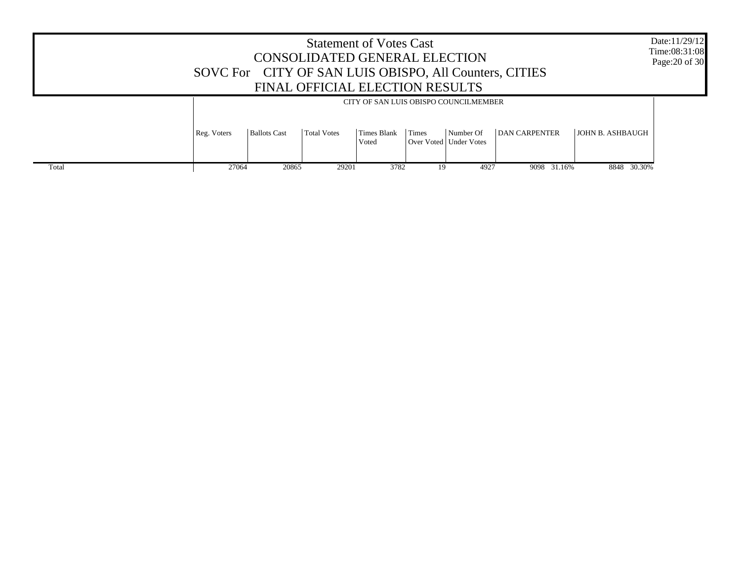# Statement of Votes Cast
## CONSOLIDATED GENERAL ELECTION
## SOVC For CITY OF SAN LUIS OBISPO, All Counters, CITIES
## FINAL OFFICIAL ELECTION RESULTS

Date:11/29/12
Time:08:31:08

CITY OF SAN LUIS OBISPO COUNCILMEMBER

| | Reg. Voters | Ballots Cast | Total Votes | Times Blank Voted | Times Over Voted | Number Of Under Votes | DAN CARPENTER | | JOHN B. ASHBAUGH | |
|---|---|---|---|---|---|---|---|---|---|---|
| Total | 27064 | 20865 | 29201 | 3782 | 19 | 4927 | 9098 | 31.16% | 8848 | 30.30% |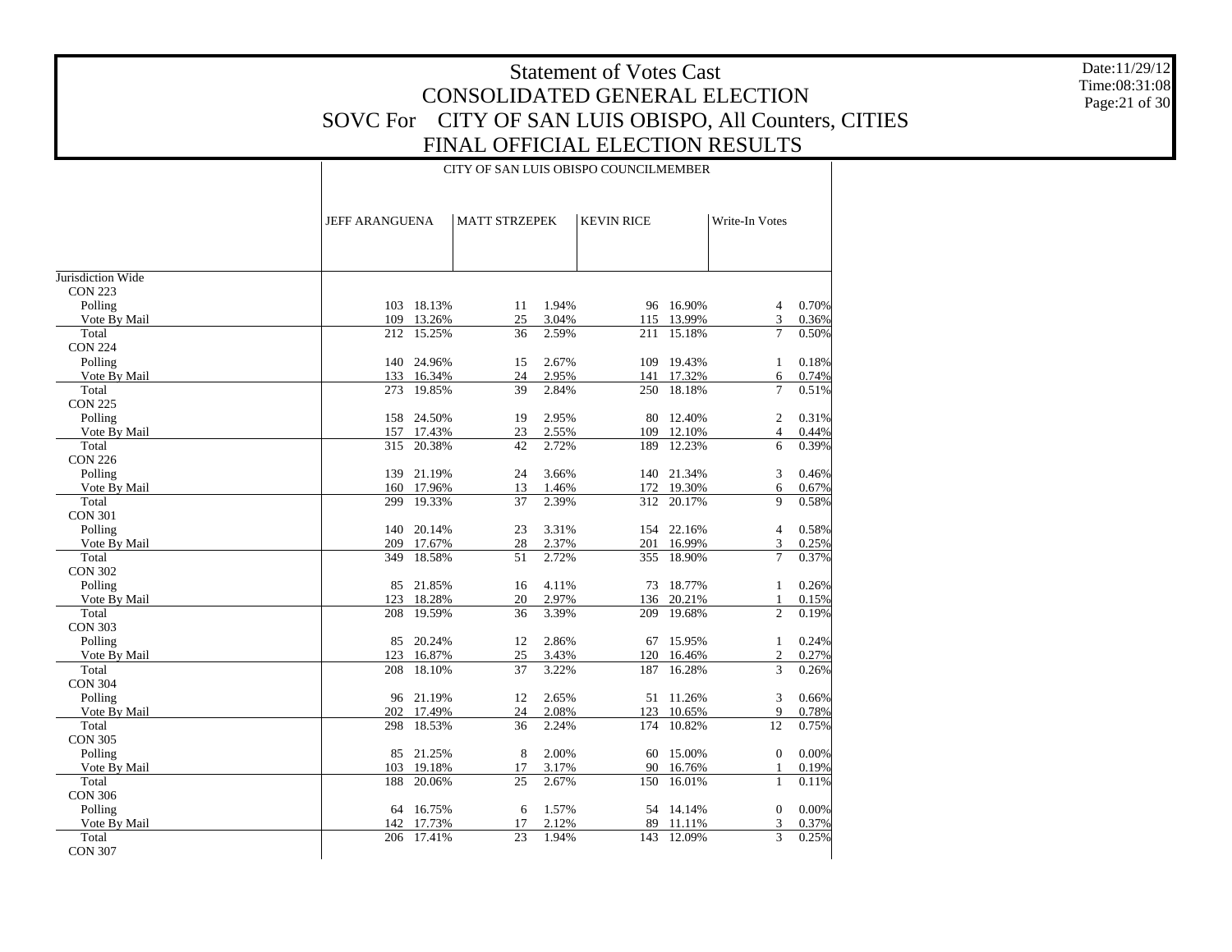# Statement of Votes Cast
## CONSOLIDATED GENERAL ELECTION
## SOVC For CITY OF SAN LUIS OBISPO, All Counters, CITIES
## FINAL OFFICIAL ELECTION RESULTS

Date:11/29/12
Time:08:31:08

CITY OF SAN LUIS OBISPO COUNCILMEMBER

| | JEFF ARANGUENA | | MATT STRZEPEK | | KEVIN RICE | | Write-In Votes | |
|---|---|---|---|---|---|---|---|---|
| Jurisdiction Wide | | | | | | | | |
| CON 223 | | | | | | | | |
| Polling | 103 | 18.13% | 11 | 1.94% | 96 | 16.90% | 4 | 0.70% |
| Vote By Mail | 109 | 13.26% | 25 | 3.04% | 115 | 13.99% | 3 | 0.36% |
| Total | 212 | 15.25% | 36 | 2.59% | 211 | 15.18% | 7 | 0.50% |
| CON 224 | | | | | | | | |
| Polling | 140 | 24.96% | 15 | 2.67% | 109 | 19.43% | 1 | 0.18% |
| Vote By Mail | 133 | 16.34% | 24 | 2.95% | 141 | 17.32% | 6 | 0.74% |
| Total | 273 | 19.85% | 39 | 2.84% | 250 | 18.18% | 7 | 0.51% |
| CON 225 | | | | | | | | |
| Polling | 158 | 24.50% | 19 | 2.95% | 80 | 12.40% | 2 | 0.31% |
| Vote By Mail | 157 | 17.43% | 23 | 2.55% | 109 | 12.10% | 4 | 0.44% |
| Total | 315 | 20.38% | 42 | 2.72% | 189 | 12.23% | 6 | 0.39% |
| CON 226 | | | | | | | | |
| Polling | 139 | 21.19% | 24 | 3.66% | 140 | 21.34% | 3 | 0.46% |
| Vote By Mail | 160 | 17.96% | 13 | 1.46% | 172 | 19.30% | 6 | 0.67% |
| Total | 299 | 19.33% | 37 | 2.39% | 312 | 20.17% | 9 | 0.58% |
| CON 301 | | | | | | | | |
| Polling | 140 | 20.14% | 23 | 3.31% | 154 | 22.16% | 4 | 0.58% |
| Vote By Mail | 209 | 17.67% | 28 | 2.37% | 201 | 16.99% | 3 | 0.25% |
| Total | 349 | 18.58% | 51 | 2.72% | 355 | 18.90% | 7 | 0.37% |
| CON 302 | | | | | | | | |
| Polling | 85 | 21.85% | 16 | 4.11% | 73 | 18.77% | 1 | 0.26% |
| Vote By Mail | 123 | 18.28% | 20 | 2.97% | 136 | 20.21% | 1 | 0.15% |
| Total | 208 | 19.59% | 36 | 3.39% | 209 | 19.68% | 2 | 0.19% |
| CON 303 | | | | | | | | |
| Polling | 85 | 20.24% | 12 | 2.86% | 67 | 15.95% | 1 | 0.24% |
| Vote By Mail | 123 | 16.87% | 25 | 3.43% | 120 | 16.46% | 2 | 0.27% |
| Total | 208 | 18.10% | 37 | 3.22% | 187 | 16.28% | 3 | 0.26% |
| CON 304 | | | | | | | | |
| Polling | 96 | 21.19% | 12 | 2.65% | 51 | 11.26% | 3 | 0.66% |
| Vote By Mail | 202 | 17.49% | 24 | 2.08% | 123 | 10.65% | 9 | 0.78% |
| Total | 298 | 18.53% | 36 | 2.24% | 174 | 10.82% | 12 | 0.75% |
| CON 305 | | | | | | | | |
| Polling | 85 | 21.25% | 8 | 2.00% | 60 | 15.00% | 0 | 0.00% |
| Vote By Mail | 103 | 19.18% | 17 | 3.17% | 90 | 16.76% | 1 | 0.19% |
| Total | 188 | 20.06% | 25 | 2.67% | 150 | 16.01% | 1 | 0.11% |
| CON 306 | | | | | | | | |
| Polling | 64 | 16.75% | 6 | 1.57% | 54 | 14.14% | 0 | 0.00% |
| Vote By Mail | 142 | 17.73% | 17 | 2.12% | 89 | 11.11% | 3 | 0.37% |
| Total | 206 | 17.41% | 23 | 1.94% | 143 | 12.09% | 3 | 0.25% |
| CON 307 | | | | | | | | |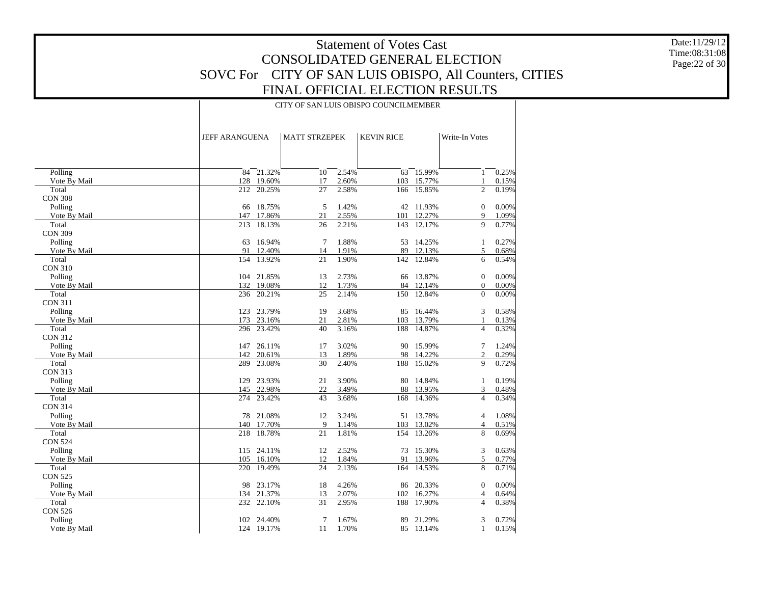# Statement of Votes Cast

## CONSOLIDATED GENERAL ELECTION

## SOVC For CITY OF SAN LUIS OBISPO, All Counters, CITIES

## FINAL OFFICIAL ELECTION RESULTS

Date:11/29/12
Time:08:31:08

| | CITY OF SAN LUIS OBISPO COUNCILMEMBER | | | | | | | |
|---|---|---|---|---|---|---|---|---|
| | JEFF ARANGUENA | | MATT STRZEPEK | | KEVIN RICE | | Write-In Votes | |
| Polling | 84 | 21.32% | 10 | 2.54% | 63 | 15.99% | 1 | 0.25% |
| Vote By Mail | 128 | 19.60% | 17 | 2.60% | 103 | 15.77% | 1 | 0.15% |
| Total | 212 | 20.25% | 27 | 2.58% | 166 | 15.85% | 2 | 0.19% |
| CON 308 | | | | | | | | |
| Polling | 66 | 18.75% | 5 | 1.42% | 42 | 11.93% | 0 | 0.00% |
| Vote By Mail | 147 | 17.86% | 21 | 2.55% | 101 | 12.27% | 9 | 1.09% |
| Total | 213 | 18.13% | 26 | 2.21% | 143 | 12.17% | 9 | 0.77% |
| CON 309 | | | | | | | | |
| Polling | 63 | 16.94% | 7 | 1.88% | 53 | 14.25% | 1 | 0.27% |
| Vote By Mail | 91 | 12.40% | 14 | 1.91% | 89 | 12.13% | 5 | 0.68% |
| Total | 154 | 13.92% | 21 | 1.90% | 142 | 12.84% | 6 | 0.54% |
| CON 310 | | | | | | | | |
| Polling | 104 | 21.85% | 13 | 2.73% | 66 | 13.87% | 0 | 0.00% |
| Vote By Mail | 132 | 19.08% | 12 | 1.73% | 84 | 12.14% | 0 | 0.00% |
| Total | 236 | 20.21% | 25 | 2.14% | 150 | 12.84% | 0 | 0.00% |
| CON 311 | | | | | | | | |
| Polling | 123 | 23.79% | 19 | 3.68% | 85 | 16.44% | 3 | 0.58% |
| Vote By Mail | 173 | 23.16% | 21 | 2.81% | 103 | 13.79% | 1 | 0.13% |
| Total | 296 | 23.42% | 40 | 3.16% | 188 | 14.87% | 4 | 0.32% |
| CON 312 | | | | | | | | |
| Polling | 147 | 26.11% | 17 | 3.02% | 90 | 15.99% | 7 | 1.24% |
| Vote By Mail | 142 | 20.61% | 13 | 1.89% | 98 | 14.22% | 2 | 0.29% |
| Total | 289 | 23.08% | 30 | 2.40% | 188 | 15.02% | 9 | 0.72% |
| CON 313 | | | | | | | | |
| Polling | 129 | 23.93% | 21 | 3.90% | 80 | 14.84% | 1 | 0.19% |
| Vote By Mail | 145 | 22.98% | 22 | 3.49% | 88 | 13.95% | 3 | 0.48% |
| Total | 274 | 23.42% | 43 | 3.68% | 168 | 14.36% | 4 | 0.34% |
| CON 314 | | | | | | | | |
| Polling | 78 | 21.08% | 12 | 3.24% | 51 | 13.78% | 4 | 1.08% |
| Vote By Mail | 140 | 17.70% | 9 | 1.14% | 103 | 13.02% | 4 | 0.51% |
| Total | 218 | 18.78% | 21 | 1.81% | 154 | 13.26% | 8 | 0.69% |
| CON 524 | | | | | | | | |
| Polling | 115 | 24.11% | 12 | 2.52% | 73 | 15.30% | 3 | 0.63% |
| Vote By Mail | 105 | 16.10% | 12 | 1.84% | 91 | 13.96% | 5 | 0.77% |
| Total | 220 | 19.49% | 24 | 2.13% | 164 | 14.53% | 8 | 0.71% |
| CON 525 | | | | | | | | |
| Polling | 98 | 23.17% | 18 | 4.26% | 86 | 20.33% | 0 | 0.00% |
| Vote By Mail | 134 | 21.37% | 13 | 2.07% | 102 | 16.27% | 4 | 0.64% |
| Total | 232 | 22.10% | 31 | 2.95% | 188 | 17.90% | 4 | 0.38% |
| CON 526 | | | | | | | | |
| Polling | 102 | 24.40% | 7 | 1.67% | 89 | 21.29% | 3 | 0.72% |
| Vote By Mail | 124 | 19.17% | 11 | 1.70% | 85 | 13.14% | 1 | 0.15% |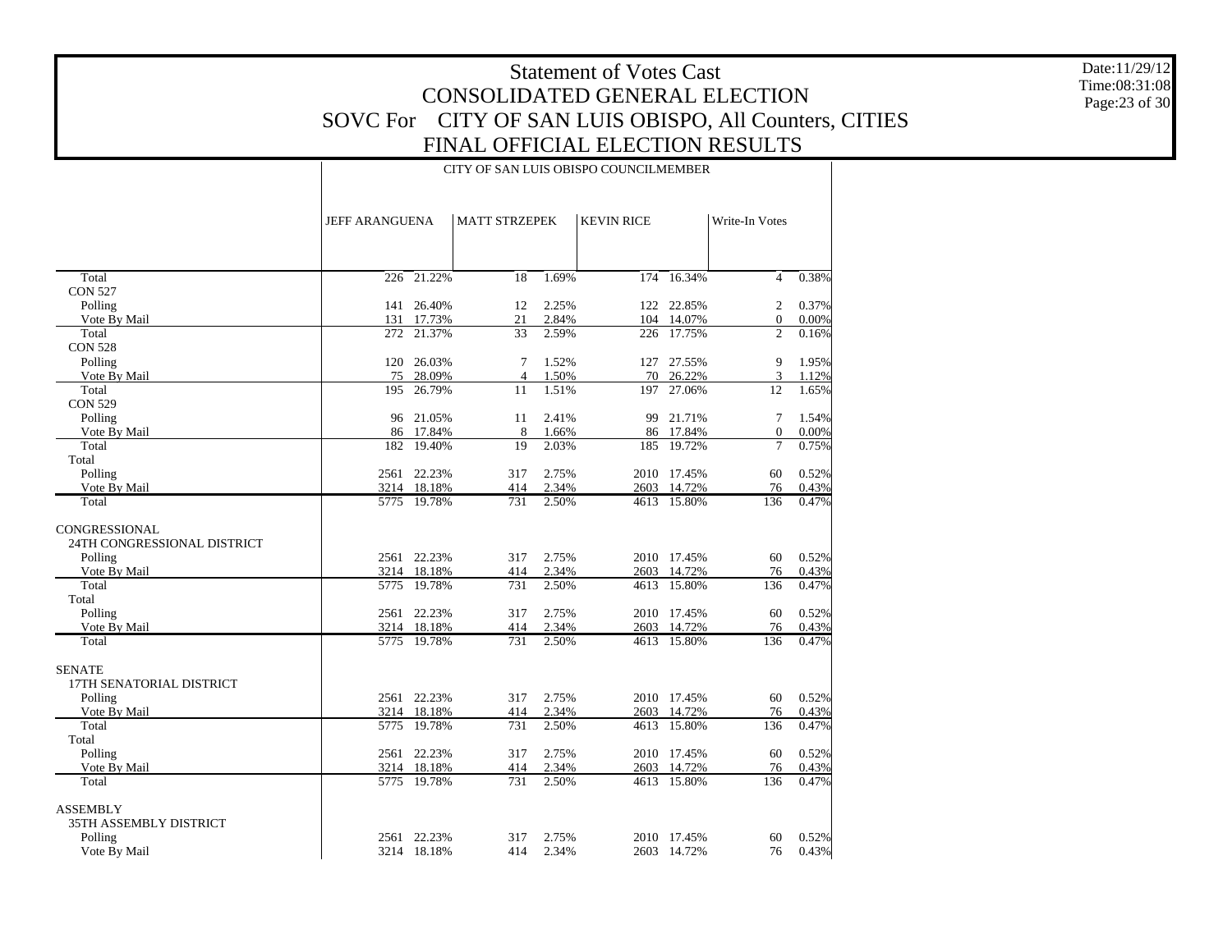# Statement of Votes Cast
## CONSOLIDATED GENERAL ELECTION
## SOVC For CITY OF SAN LUIS OBISPO, All Counters, CITIES
## FINAL OFFICIAL ELECTION RESULTS

Date:11/29/12
Time:08:31:08

| | CITY OF SAN LUIS OBISPO COUNCILMEMBER | | | | | | | |
|---|---|---|---|---|---|---|---|---|
| | JEFF ARANGUENA | | MATT STRZEPEK | | KEVIN RICE | | Write-In Votes | |
| Total | 226 | 21.22% | 18 | 1.69% | 174 | 16.34% | 4 | 0.38% |
| CON 527 | | | | | | | | |
| Polling | 141 | 26.40% | 12 | 2.25% | 122 | 22.85% | 2 | 0.37% |
| Vote By Mail | 131 | 17.73% | 21 | 2.84% | 104 | 14.07% | 0 | 0.00% |
| Total | 272 | 21.37% | 33 | 2.59% | 226 | 17.75% | 2 | 0.16% |
| CON 528 | | | | | | | | |
| Polling | 120 | 26.03% | 7 | 1.52% | 127 | 27.55% | 9 | 1.95% |
| Vote By Mail | 75 | 28.09% | 4 | 1.50% | 70 | 26.22% | 3 | 1.12% |
| Total | 195 | 26.79% | 11 | 1.51% | 197 | 27.06% | 12 | 1.65% |
| CON 529 | | | | | | | | |
| Polling | 96 | 21.05% | 11 | 2.41% | 99 | 21.71% | 7 | 1.54% |
| Vote By Mail | 86 | 17.84% | 8 | 1.66% | 86 | 17.84% | 0 | 0.00% |
| Total | 182 | 19.40% | 19 | 2.03% | 185 | 19.72% | 7 | 0.75% |
| Total | | | | | | | | |
| Polling | 2561 | 22.23% | 317 | 2.75% | 2010 | 17.45% | 60 | 0.52% |
| Vote By Mail | 3214 | 18.18% | 414 | 2.34% | 2603 | 14.72% | 76 | 0.43% |
| Total | 5775 | 19.78% | 731 | 2.50% | 4613 | 15.80% | 136 | 0.47% |
| CONGRESSIONAL | | | | | | | | |
| 24TH CONGRESSIONAL DISTRICT | | | | | | | | |
| Polling | 2561 | 22.23% | 317 | 2.75% | 2010 | 17.45% | 60 | 0.52% |
| Vote By Mail | 3214 | 18.18% | 414 | 2.34% | 2603 | 14.72% | 76 | 0.43% |
| Total | 5775 | 19.78% | 731 | 2.50% | 4613 | 15.80% | 136 | 0.47% |
| Total | | | | | | | | |
| Polling | 2561 | 22.23% | 317 | 2.75% | 2010 | 17.45% | 60 | 0.52% |
| Vote By Mail | 3214 | 18.18% | 414 | 2.34% | 2603 | 14.72% | 76 | 0.43% |
| Total | 5775 | 19.78% | 731 | 2.50% | 4613 | 15.80% | 136 | 0.47% |
| SENATE | | | | | | | | |
| 17TH SENATORIAL DISTRICT | | | | | | | | |
| Polling | 2561 | 22.23% | 317 | 2.75% | 2010 | 17.45% | 60 | 0.52% |
| Vote By Mail | 3214 | 18.18% | 414 | 2.34% | 2603 | 14.72% | 76 | 0.43% |
| Total | 5775 | 19.78% | 731 | 2.50% | 4613 | 15.80% | 136 | 0.47% |
| Total | | | | | | | | |
| Polling | 2561 | 22.23% | 317 | 2.75% | 2010 | 17.45% | 60 | 0.52% |
| Vote By Mail | 3214 | 18.18% | 414 | 2.34% | 2603 | 14.72% | 76 | 0.43% |
| Total | 5775 | 19.78% | 731 | 2.50% | 4613 | 15.80% | 136 | 0.47% |
| ASSEMBLY | | | | | | | | |
| 35TH ASSEMBLY DISTRICT | | | | | | | | |
| Polling | 2561 | 22.23% | 317 | 2.75% | 2010 | 17.45% | 60 | 0.52% |
| Vote By Mail | 3214 | 18.18% | 414 | 2.34% | 2603 | 14.72% | 76 | 0.43% |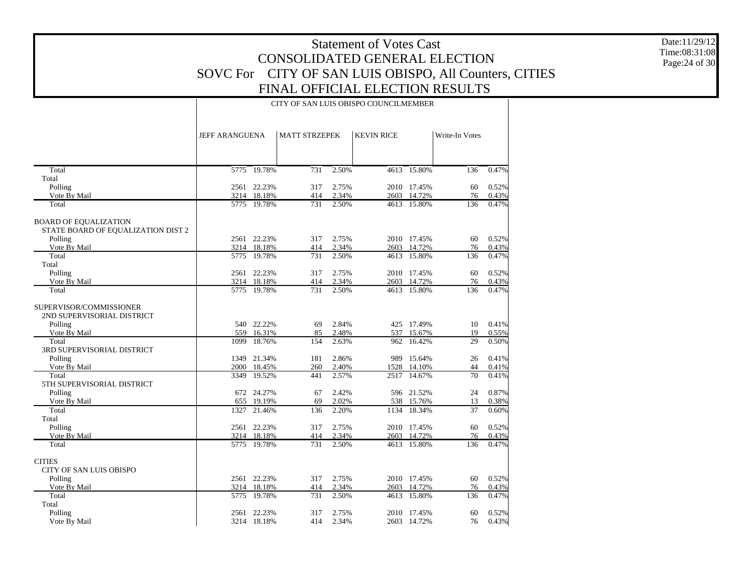# Statement of Votes Cast
## CONSOLIDATED GENERAL ELECTION
## SOVC For CITY OF SAN LUIS OBISPO, All Counters, CITIES
## FINAL OFFICIAL ELECTION RESULTS

Date:11/29/12
Time:08:31:08

| | CITY OF SAN LUIS OBISPO COUNCILMEMBER | | | | | | | |
|---|---|---|---|---|---|---|---|---|
| | JEFF ARANGUENA | | MATT STRZEPEK | | KEVIN RICE | | Write-In Votes | |
| Total | 5775 | 19.78% | 731 | 2.50% | 4613 | 15.80% | 136 | 0.47% |
| Total | | | | | | | | |
| Polling | 2561 | 22.23% | 317 | 2.75% | 2010 | 17.45% | 60 | 0.52% |
| Vote By Mail | 3214 | 18.18% | 414 | 2.34% | 2603 | 14.72% | 76 | 0.43% |
| Total | 5775 | 19.78% | 731 | 2.50% | 4613 | 15.80% | 136 | 0.47% |
| BOARD OF EQUALIZATION | | | | | | | | |
| STATE BOARD OF EQUALIZATION DIST 2 | | | | | | | | |
| Polling | 2561 | 22.23% | 317 | 2.75% | 2010 | 17.45% | 60 | 0.52% |
| Vote By Mail | 3214 | 18.18% | 414 | 2.34% | 2603 | 14.72% | 76 | 0.43% |
| Total | 5775 | 19.78% | 731 | 2.50% | 4613 | 15.80% | 136 | 0.47% |
| Total | | | | | | | | |
| Polling | 2561 | 22.23% | 317 | 2.75% | 2010 | 17.45% | 60 | 0.52% |
| Vote By Mail | 3214 | 18.18% | 414 | 2.34% | 2603 | 14.72% | 76 | 0.43% |
| Total | 5775 | 19.78% | 731 | 2.50% | 4613 | 15.80% | 136 | 0.47% |
| SUPERVISOR/COMMISSIONER | | | | | | | | |
| 2ND SUPERVISORIAL DISTRICT | | | | | | | | |
| Polling | 540 | 22.22% | 69 | 2.84% | 425 | 17.49% | 10 | 0.41% |
| Vote By Mail | 559 | 16.31% | 85 | 2.48% | 537 | 15.67% | 19 | 0.55% |
| Total | 1099 | 18.76% | 154 | 2.63% | 962 | 16.42% | 29 | 0.50% |
| 3RD SUPERVISORIAL DISTRICT | | | | | | | | |
| Polling | 1349 | 21.34% | 181 | 2.86% | 989 | 15.64% | 26 | 0.41% |
| Vote By Mail | 2000 | 18.45% | 260 | 2.40% | 1528 | 14.10% | 44 | 0.41% |
| Total | 3349 | 19.52% | 441 | 2.57% | 2517 | 14.67% | 70 | 0.41% |
| 5TH SUPERVISORIAL DISTRICT | | | | | | | | |
| Polling | 672 | 24.27% | 67 | 2.42% | 596 | 21.52% | 24 | 0.87% |
| Vote By Mail | 655 | 19.19% | 69 | 2.02% | 538 | 15.76% | 13 | 0.38% |
| Total | 1327 | 21.46% | 136 | 2.20% | 1134 | 18.34% | 37 | 0.60% |
| Total | | | | | | | | |
| Polling | 2561 | 22.23% | 317 | 2.75% | 2010 | 17.45% | 60 | 0.52% |
| Vote By Mail | 3214 | 18.18% | 414 | 2.34% | 2603 | 14.72% | 76 | 0.43% |
| Total | 5775 | 19.78% | 731 | 2.50% | 4613 | 15.80% | 136 | 0.47% |
| CITIES | | | | | | | | |
| CITY OF SAN LUIS OBISPO | | | | | | | | |
| Polling | 2561 | 22.23% | 317 | 2.75% | 2010 | 17.45% | 60 | 0.52% |
| Vote By Mail | 3214 | 18.18% | 414 | 2.34% | 2603 | 14.72% | 76 | 0.43% |
| Total | 5775 | 19.78% | 731 | 2.50% | 4613 | 15.80% | 136 | 0.47% |
| Total | | | | | | | | |
| Polling | 2561 | 22.23% | 317 | 2.75% | 2010 | 17.45% | 60 | 0.52% |
| Vote By Mail | 3214 | 18.18% | 414 | 2.34% | 2603 | 14.72% | 76 | 0.43% |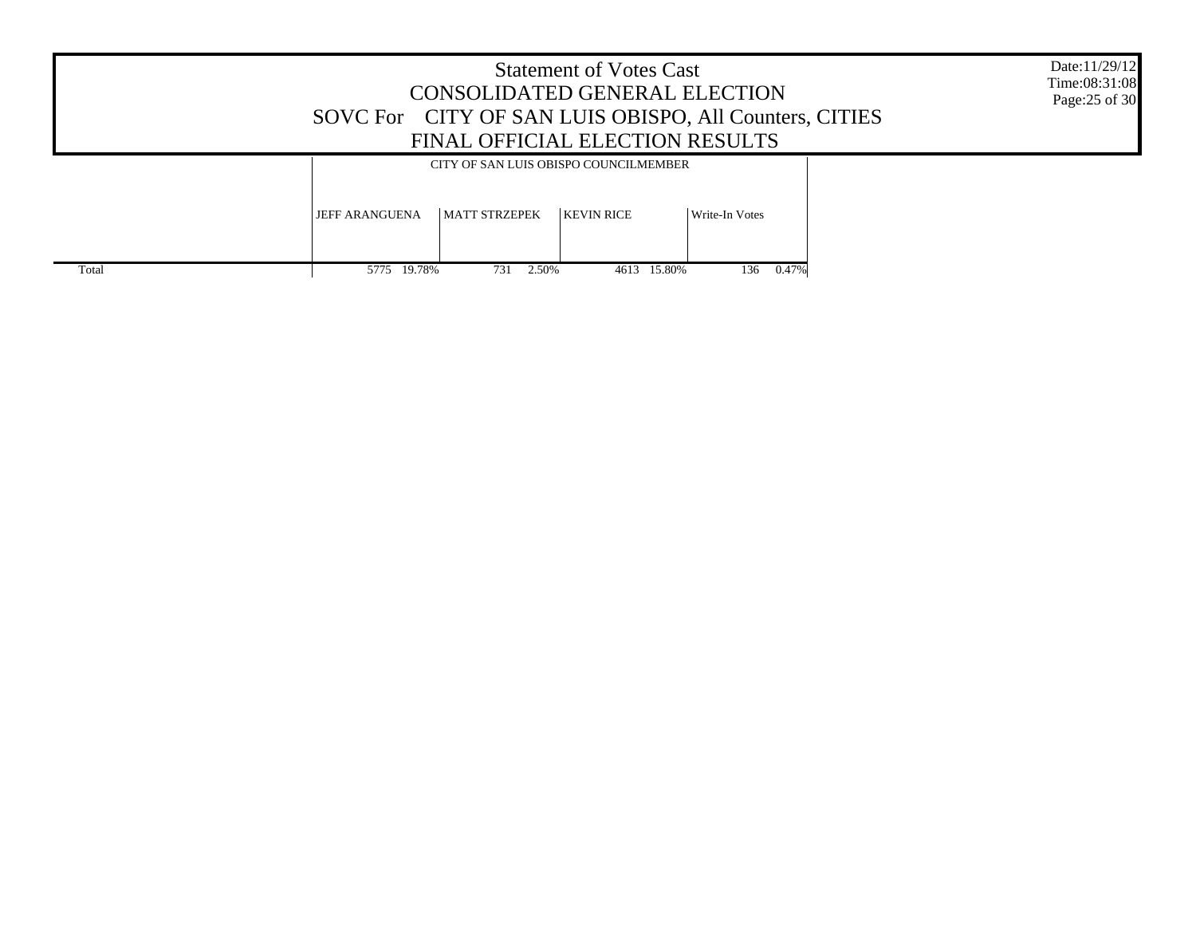# Statement of Votes Cast

## CONSOLIDATED GENERAL ELECTION

## SOVC For CITY OF SAN LUIS OBISPO, All Counters, CITIES

## FINAL OFFICIAL ELECTION RESULTS

Date:11/29/12
Time:08:31:08

| | CITY OF SAN LUIS OBISPO COUNCILMEMBER | | | | | | | |
|---|---|---|---|---|---|---|---|---|
| | JEFF ARANGUENA | | MATT STRZEPEK | | KEVIN RICE | | Write-In Votes | |
| Total | 5775 | 19.78% | 731 | 2.50% | 4613 | 15.80% | 136 | 0.47% |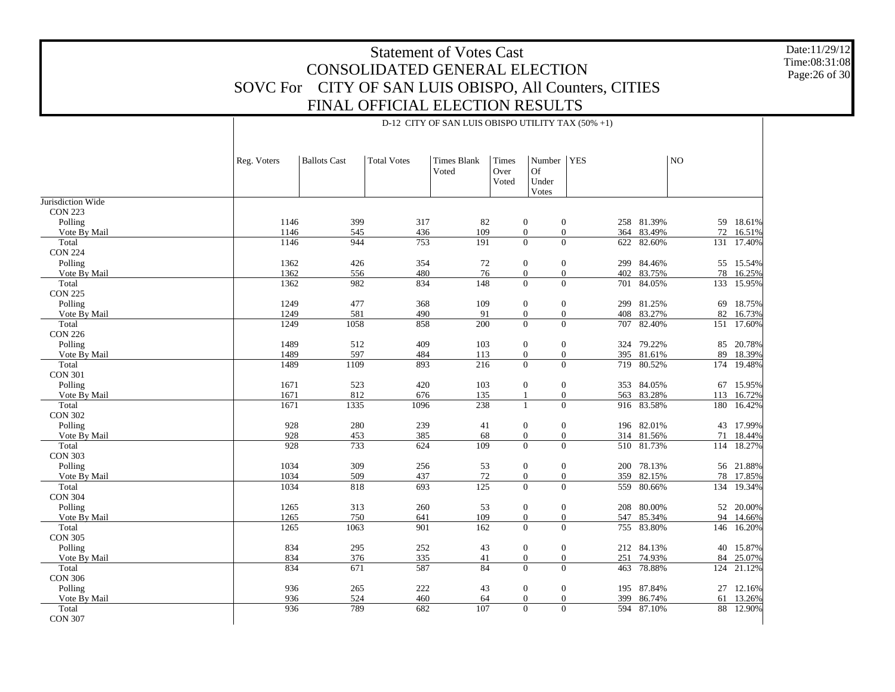# Statement of Votes Cast

## CONSOLIDATED GENERAL ELECTION

## SOVC For CITY OF SAN LUIS OBISPO, All Counters, CITIES

## FINAL OFFICIAL ELECTION RESULTS

Date:11/29/12
Time:08:31:08

D-12 CITY OF SAN LUIS OBISPO UTILITY TAX (50% +1)

| | Reg. Voters | Ballots Cast | Total Votes | Times Blank Voted | Times Over Voted | Number Of Under Votes | YES | | NO | |
|---|---|---|---|---|---|---|---|---|---|---|
| Jurisdiction Wide | | | | | | | | | | |
| CON 223 | | | | | | | | | | |
| Polling | 1146 | 399 | 317 | 82 | 0 | 0 | 258 | 81.39% | 59 | 18.61% |
| Vote By Mail | 1146 | 545 | 436 | 109 | 0 | 0 | 364 | 83.49% | 72 | 16.51% |
| Total | 1146 | 944 | 753 | 191 | 0 | 0 | 622 | 82.60% | 131 | 17.40% |
| CON 224 | | | | | | | | | | |
| Polling | 1362 | 426 | 354 | 72 | 0 | 0 | 299 | 84.46% | 55 | 15.54% |
| Vote By Mail | 1362 | 556 | 480 | 76 | 0 | 0 | 402 | 83.75% | 78 | 16.25% |
| Total | 1362 | 982 | 834 | 148 | 0 | 0 | 701 | 84.05% | 133 | 15.95% |
| CON 225 | | | | | | | | | | |
| Polling | 1249 | 477 | 368 | 109 | 0 | 0 | 299 | 81.25% | 69 | 18.75% |
| Vote By Mail | 1249 | 581 | 490 | 91 | 0 | 0 | 408 | 83.27% | 82 | 16.73% |
| Total | 1249 | 1058 | 858 | 200 | 0 | 0 | 707 | 82.40% | 151 | 17.60% |
| CON 226 | | | | | | | | | | |
| Polling | 1489 | 512 | 409 | 103 | 0 | 0 | 324 | 79.22% | 85 | 20.78% |
| Vote By Mail | 1489 | 597 | 484 | 113 | 0 | 0 | 395 | 81.61% | 89 | 18.39% |
| Total | 1489 | 1109 | 893 | 216 | 0 | 0 | 719 | 80.52% | 174 | 19.48% |
| CON 301 | | | | | | | | | | |
| Polling | 1671 | 523 | 420 | 103 | 0 | 0 | 353 | 84.05% | 67 | 15.95% |
| Vote By Mail | 1671 | 812 | 676 | 135 | 1 | 0 | 563 | 83.28% | 113 | 16.72% |
| Total | 1671 | 1335 | 1096 | 238 | 1 | 0 | 916 | 83.58% | 180 | 16.42% |
| CON 302 | | | | | | | | | | |
| Polling | 928 | 280 | 239 | 41 | 0 | 0 | 196 | 82.01% | 43 | 17.99% |
| Vote By Mail | 928 | 453 | 385 | 68 | 0 | 0 | 314 | 81.56% | 71 | 18.44% |
| Total | 928 | 733 | 624 | 109 | 0 | 0 | 510 | 81.73% | 114 | 18.27% |
| CON 303 | | | | | | | | | | |
| Polling | 1034 | 309 | 256 | 53 | 0 | 0 | 200 | 78.13% | 56 | 21.88% |
| Vote By Mail | 1034 | 509 | 437 | 72 | 0 | 0 | 359 | 82.15% | 78 | 17.85% |
| Total | 1034 | 818 | 693 | 125 | 0 | 0 | 559 | 80.66% | 134 | 19.34% |
| CON 304 | | | | | | | | | | |
| Polling | 1265 | 313 | 260 | 53 | 0 | 0 | 208 | 80.00% | 52 | 20.00% |
| Vote By Mail | 1265 | 750 | 641 | 109 | 0 | 0 | 547 | 85.34% | 94 | 14.66% |
| Total | 1265 | 1063 | 901 | 162 | 0 | 0 | 755 | 83.80% | 146 | 16.20% |
| CON 305 | | | | | | | | | | |
| Polling | 834 | 295 | 252 | 43 | 0 | 0 | 212 | 84.13% | 40 | 15.87% |
| Vote By Mail | 834 | 376 | 335 | 41 | 0 | 0 | 251 | 74.93% | 84 | 25.07% |
| Total | 834 | 671 | 587 | 84 | 0 | 0 | 463 | 78.88% | 124 | 21.12% |
| CON 306 | | | | | | | | | | |
| Polling | 936 | 265 | 222 | 43 | 0 | 0 | 195 | 87.84% | 27 | 12.16% |
| Vote By Mail | 936 | 524 | 460 | 64 | 0 | 0 | 399 | 86.74% | 61 | 13.26% |
| Total | 936 | 789 | 682 | 107 | 0 | 0 | 594 | 87.10% | 88 | 12.90% |
| CON 307 | | | | | | | | | | |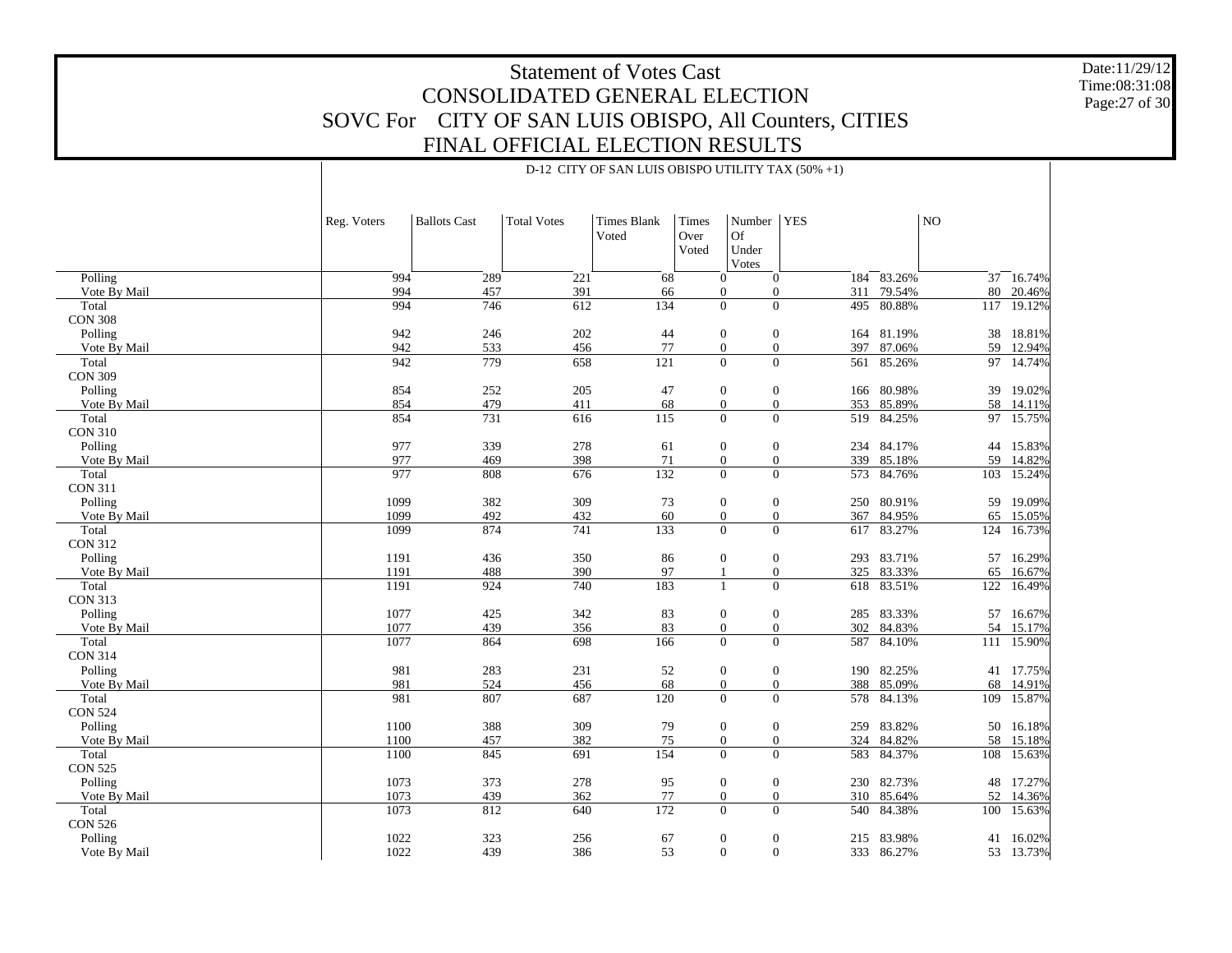# Statement of Votes Cast
## CONSOLIDATED GENERAL ELECTION
## SOVC For CITY OF SAN LUIS OBISPO, All Counters, CITIES
## FINAL OFFICIAL ELECTION RESULTS

Date:11/29/12
Time:08:31:08

D-12 CITY OF SAN LUIS OBISPO UTILITY TAX (50% +1)

| | Reg. Voters | Ballots Cast | Total Votes | Times Blank Voted | Times Over Voted | Number Of Under Votes | YES | | NO | |
|---|---|---|---|---|---|---|---|---|---|---|
| Polling | 994 | 289 | 221 | 68 | 0 | 0 | 184 | 83.26% | 37 | 16.74% |
| Vote By Mail | 994 | 457 | 391 | 66 | 0 | 0 | 311 | 79.54% | 80 | 20.46% |
| Total | 994 | 746 | 612 | 134 | 0 | 0 | 495 | 80.88% | 117 | 19.12% |
| CON 308 | | | | | | | | | | |
| Polling | 942 | 246 | 202 | 44 | 0 | 0 | 164 | 81.19% | 38 | 18.81% |
| Vote By Mail | 942 | 533 | 456 | 77 | 0 | 0 | 397 | 87.06% | 59 | 12.94% |
| Total | 942 | 779 | 658 | 121 | 0 | 0 | 561 | 85.26% | 97 | 14.74% |
| CON 309 | | | | | | | | | | |
| Polling | 854 | 252 | 205 | 47 | 0 | 0 | 166 | 80.98% | 39 | 19.02% |
| Vote By Mail | 854 | 479 | 411 | 68 | 0 | 0 | 353 | 85.89% | 58 | 14.11% |
| Total | 854 | 731 | 616 | 115 | 0 | 0 | 519 | 84.25% | 97 | 15.75% |
| CON 310 | | | | | | | | | | |
| Polling | 977 | 339 | 278 | 61 | 0 | 0 | 234 | 84.17% | 44 | 15.83% |
| Vote By Mail | 977 | 469 | 398 | 71 | 0 | 0 | 339 | 85.18% | 59 | 14.82% |
| Total | 977 | 808 | 676 | 132 | 0 | 0 | 573 | 84.76% | 103 | 15.24% |
| CON 311 | | | | | | | | | | |
| Polling | 1099 | 382 | 309 | 73 | 0 | 0 | 250 | 80.91% | 59 | 19.09% |
| Vote By Mail | 1099 | 492 | 432 | 60 | 0 | 0 | 367 | 84.95% | 65 | 15.05% |
| Total | 1099 | 874 | 741 | 133 | 0 | 0 | 617 | 83.27% | 124 | 16.73% |
| CON 312 | | | | | | | | | | |
| Polling | 1191 | 436 | 350 | 86 | 0 | 0 | 293 | 83.71% | 57 | 16.29% |
| Vote By Mail | 1191 | 488 | 390 | 97 | 1 | 0 | 325 | 83.33% | 65 | 16.67% |
| Total | 1191 | 924 | 740 | 183 | 1 | 0 | 618 | 83.51% | 122 | 16.49% |
| CON 313 | | | | | | | | | | |
| Polling | 1077 | 425 | 342 | 83 | 0 | 0 | 285 | 83.33% | 57 | 16.67% |
| Vote By Mail | 1077 | 439 | 356 | 83 | 0 | 0 | 302 | 84.83% | 54 | 15.17% |
| Total | 1077 | 864 | 698 | 166 | 0 | 0 | 587 | 84.10% | 111 | 15.90% |
| CON 314 | | | | | | | | | | |
| Polling | 981 | 283 | 231 | 52 | 0 | 0 | 190 | 82.25% | 41 | 17.75% |
| Vote By Mail | 981 | 524 | 456 | 68 | 0 | 0 | 388 | 85.09% | 68 | 14.91% |
| Total | 981 | 807 | 687 | 120 | 0 | 0 | 578 | 84.13% | 109 | 15.87% |
| CON 524 | | | | | | | | | | |
| Polling | 1100 | 388 | 309 | 79 | 0 | 0 | 259 | 83.82% | 50 | 16.18% |
| Vote By Mail | 1100 | 457 | 382 | 75 | 0 | 0 | 324 | 84.82% | 58 | 15.18% |
| Total | 1100 | 845 | 691 | 154 | 0 | 0 | 583 | 84.37% | 108 | 15.63% |
| CON 525 | | | | | | | | | | |
| Polling | 1073 | 373 | 278 | 95 | 0 | 0 | 230 | 82.73% | 48 | 17.27% |
| Vote By Mail | 1073 | 439 | 362 | 77 | 0 | 0 | 310 | 85.64% | 52 | 14.36% |
| Total | 1073 | 812 | 640 | 172 | 0 | 0 | 540 | 84.38% | 100 | 15.63% |
| CON 526 | | | | | | | | | | |
| Polling | 1022 | 323 | 256 | 67 | 0 | 0 | 215 | 83.98% | 41 | 16.02% |
| Vote By Mail | 1022 | 439 | 386 | 53 | 0 | 0 | 333 | 86.27% | 53 | 13.73% |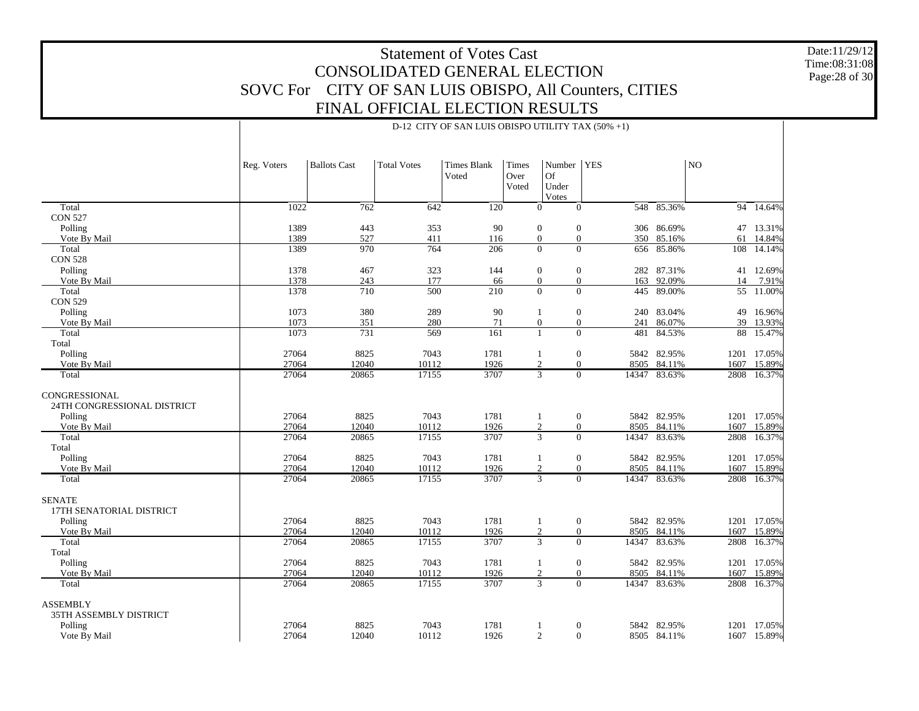# Statement of Votes Cast
## CONSOLIDATED GENERAL ELECTION
## SOVC For CITY OF SAN LUIS OBISPO, All Counters, CITIES
## FINAL OFFICIAL ELECTION RESULTS

Date:11/29/12
Time:08:31:08

D-12 CITY OF SAN LUIS OBISPO UTILITY TAX (50% +1)

| | Reg. Voters | Ballots Cast | Total Votes | Times Blank Voted | Times Over Voted | Number Of Under Votes | YES | | NO | |
|---|---|---|---|---|---|---|---|---|---|---|
| Total | 1022 | 762 | 642 | 120 | 0 | 0 | 548 | 85.36% | 94 | 14.64% |
| CON 527 | | | | | | | | | | |
| Polling | 1389 | 443 | 353 | 90 | 0 | 0 | 306 | 86.69% | 47 | 13.31% |
| Vote By Mail | 1389 | 527 | 411 | 116 | 0 | 0 | 350 | 85.16% | 61 | 14.84% |
| Total | 1389 | 970 | 764 | 206 | 0 | 0 | 656 | 85.86% | 108 | 14.14% |
| CON 528 | | | | | | | | | | |
| Polling | 1378 | 467 | 323 | 144 | 0 | 0 | 282 | 87.31% | 41 | 12.69% |
| Vote By Mail | 1378 | 243 | 177 | 66 | 0 | 0 | 163 | 92.09% | 14 | 7.91% |
| Total | 1378 | 710 | 500 | 210 | 0 | 0 | 445 | 89.00% | 55 | 11.00% |
| CON 529 | | | | | | | | | | |
| Polling | 1073 | 380 | 289 | 90 | 1 | 0 | 240 | 83.04% | 49 | 16.96% |
| Vote By Mail | 1073 | 351 | 280 | 71 | 0 | 0 | 241 | 86.07% | 39 | 13.93% |
| Total | 1073 | 731 | 569 | 161 | 1 | 0 | 481 | 84.53% | 88 | 15.47% |
| Total | | | | | | | | | | |
| Polling | 27064 | 8825 | 7043 | 1781 | 1 | 0 | 5842 | 82.95% | 1201 | 17.05% |
| Vote By Mail | 27064 | 12040 | 10112 | 1926 | 2 | 0 | 8505 | 84.11% | 1607 | 15.89% |
| Total | 27064 | 20865 | 17155 | 3707 | 3 | 0 | 14347 | 83.63% | 2808 | 16.37% |
| CONGRESSIONAL | | | | | | | | | | |
| 24TH CONGRESSIONAL DISTRICT | | | | | | | | | | |
| Polling | 27064 | 8825 | 7043 | 1781 | 1 | 0 | 5842 | 82.95% | 1201 | 17.05% |
| Vote By Mail | 27064 | 12040 | 10112 | 1926 | 2 | 0 | 8505 | 84.11% | 1607 | 15.89% |
| Total | 27064 | 20865 | 17155 | 3707 | 3 | 0 | 14347 | 83.63% | 2808 | 16.37% |
| Total | | | | | | | | | | |
| Polling | 27064 | 8825 | 7043 | 1781 | 1 | 0 | 5842 | 82.95% | 1201 | 17.05% |
| Vote By Mail | 27064 | 12040 | 10112 | 1926 | 2 | 0 | 8505 | 84.11% | 1607 | 15.89% |
| Total | 27064 | 20865 | 17155 | 3707 | 3 | 0 | 14347 | 83.63% | 2808 | 16.37% |
| SENATE | | | | | | | | | | |
| 17TH SENATORIAL DISTRICT | | | | | | | | | | |
| Polling | 27064 | 8825 | 7043 | 1781 | 1 | 0 | 5842 | 82.95% | 1201 | 17.05% |
| Vote By Mail | 27064 | 12040 | 10112 | 1926 | 2 | 0 | 8505 | 84.11% | 1607 | 15.89% |
| Total | 27064 | 20865 | 17155 | 3707 | 3 | 0 | 14347 | 83.63% | 2808 | 16.37% |
| Total | | | | | | | | | | |
| Polling | 27064 | 8825 | 7043 | 1781 | 1 | 0 | 5842 | 82.95% | 1201 | 17.05% |
| Vote By Mail | 27064 | 12040 | 10112 | 1926 | 2 | 0 | 8505 | 84.11% | 1607 | 15.89% |
| Total | 27064 | 20865 | 17155 | 3707 | 3 | 0 | 14347 | 83.63% | 2808 | 16.37% |
| ASSEMBLY | | | | | | | | | | |
| 35TH ASSEMBLY DISTRICT | | | | | | | | | | |
| Polling | 27064 | 8825 | 7043 | 1781 | 1 | 0 | 5842 | 82.95% | 1201 | 17.05% |
| Vote By Mail | 27064 | 12040 | 10112 | 1926 | 2 | 0 | 8505 | 84.11% | 1607 | 15.89% |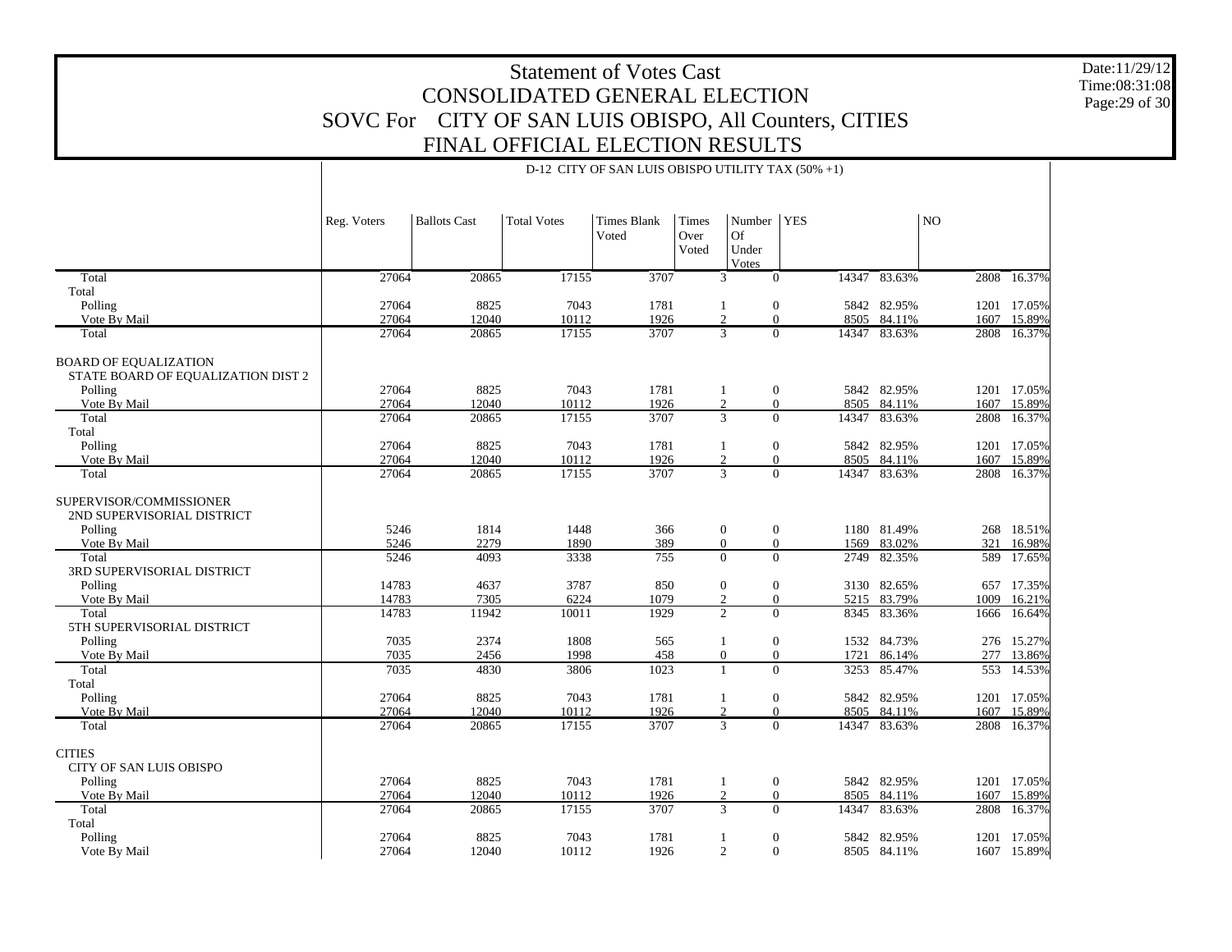# Statement of Votes Cast
## CONSOLIDATED GENERAL ELECTION
## SOVC For CITY OF SAN LUIS OBISPO, All Counters, CITIES
## FINAL OFFICIAL ELECTION RESULTS

Date:11/29/12
Time:08:31:08

D-12 CITY OF SAN LUIS OBISPO UTILITY TAX (50% +1)

| | Reg. Voters | Ballots Cast | Total Votes | Times Blank Voted | Times Over Voted | Number Of Under Votes | YES | | NO | |
|---|---|---|---|---|---|---|---|---|---|---|
| Total | 27064 | 20865 | 17155 | 3707 | 3 | 0 | 14347 | 83.63% | 2808 | 16.37% |
| Total | | | | | | | | | | |
| Polling | 27064 | 8825 | 7043 | 1781 | 1 | 0 | 5842 | 82.95% | 1201 | 17.05% |
| Vote By Mail | 27064 | 12040 | 10112 | 1926 | 2 | 0 | 8505 | 84.11% | 1607 | 15.89% |
| Total | 27064 | 20865 | 17155 | 3707 | 3 | 0 | 14347 | 83.63% | 2808 | 16.37% |
| BOARD OF EQUALIZATION | | | | | | | | | | |
| STATE BOARD OF EQUALIZATION DIST 2 | | | | | | | | | | |
| Polling | 27064 | 8825 | 7043 | 1781 | 1 | 0 | 5842 | 82.95% | 1201 | 17.05% |
| Vote By Mail | 27064 | 12040 | 10112 | 1926 | 2 | 0 | 8505 | 84.11% | 1607 | 15.89% |
| Total | 27064 | 20865 | 17155 | 3707 | 3 | 0 | 14347 | 83.63% | 2808 | 16.37% |
| Total | | | | | | | | | | |
| Polling | 27064 | 8825 | 7043 | 1781 | 1 | 0 | 5842 | 82.95% | 1201 | 17.05% |
| Vote By Mail | 27064 | 12040 | 10112 | 1926 | 2 | 0 | 8505 | 84.11% | 1607 | 15.89% |
| Total | 27064 | 20865 | 17155 | 3707 | 3 | 0 | 14347 | 83.63% | 2808 | 16.37% |
| SUPERVISOR/COMMISSIONER | | | | | | | | | | |
| 2ND SUPERVISORIAL DISTRICT | | | | | | | | | | |
| Polling | 5246 | 1814 | 1448 | 366 | 0 | 0 | 1180 | 81.49% | 268 | 18.51% |
| Vote By Mail | 5246 | 2279 | 1890 | 389 | 0 | 0 | 1569 | 83.02% | 321 | 16.98% |
| Total | 5246 | 4093 | 3338 | 755 | 0 | 0 | 2749 | 82.35% | 589 | 17.65% |
| 3RD SUPERVISORIAL DISTRICT | | | | | | | | | | |
| Polling | 14783 | 4637 | 3787 | 850 | 0 | 0 | 3130 | 82.65% | 657 | 17.35% |
| Vote By Mail | 14783 | 7305 | 6224 | 1079 | 2 | 0 | 5215 | 83.79% | 1009 | 16.21% |
| Total | 14783 | 11942 | 10011 | 1929 | 2 | 0 | 8345 | 83.36% | 1666 | 16.64% |
| 5TH SUPERVISORIAL DISTRICT | | | | | | | | | | |
| Polling | 7035 | 2374 | 1808 | 565 | 1 | 0 | 1532 | 84.73% | 276 | 15.27% |
| Vote By Mail | 7035 | 2456 | 1998 | 458 | 0 | 0 | 1721 | 86.14% | 277 | 13.86% |
| Total | 7035 | 4830 | 3806 | 1023 | 1 | 0 | 3253 | 85.47% | 553 | 14.53% |
| Total | | | | | | | | | | |
| Polling | 27064 | 8825 | 7043 | 1781 | 1 | 0 | 5842 | 82.95% | 1201 | 17.05% |
| Vote By Mail | 27064 | 12040 | 10112 | 1926 | 2 | 0 | 8505 | 84.11% | 1607 | 15.89% |
| Total | 27064 | 20865 | 17155 | 3707 | 3 | 0 | 14347 | 83.63% | 2808 | 16.37% |
| CITIES | | | | | | | | | | |
| CITY OF SAN LUIS OBISPO | | | | | | | | | | |
| Polling | 27064 | 8825 | 7043 | 1781 | 1 | 0 | 5842 | 82.95% | 1201 | 17.05% |
| Vote By Mail | 27064 | 12040 | 10112 | 1926 | 2 | 0 | 8505 | 84.11% | 1607 | 15.89% |
| Total | 27064 | 20865 | 17155 | 3707 | 3 | 0 | 14347 | 83.63% | 2808 | 16.37% |
| Total | | | | | | | | | | |
| Polling | 27064 | 8825 | 7043 | 1781 | 1 | 0 | 5842 | 82.95% | 1201 | 17.05% |
| Vote By Mail | 27064 | 12040 | 10112 | 1926 | 2 | 0 | 8505 | 84.11% | 1607 | 15.89% |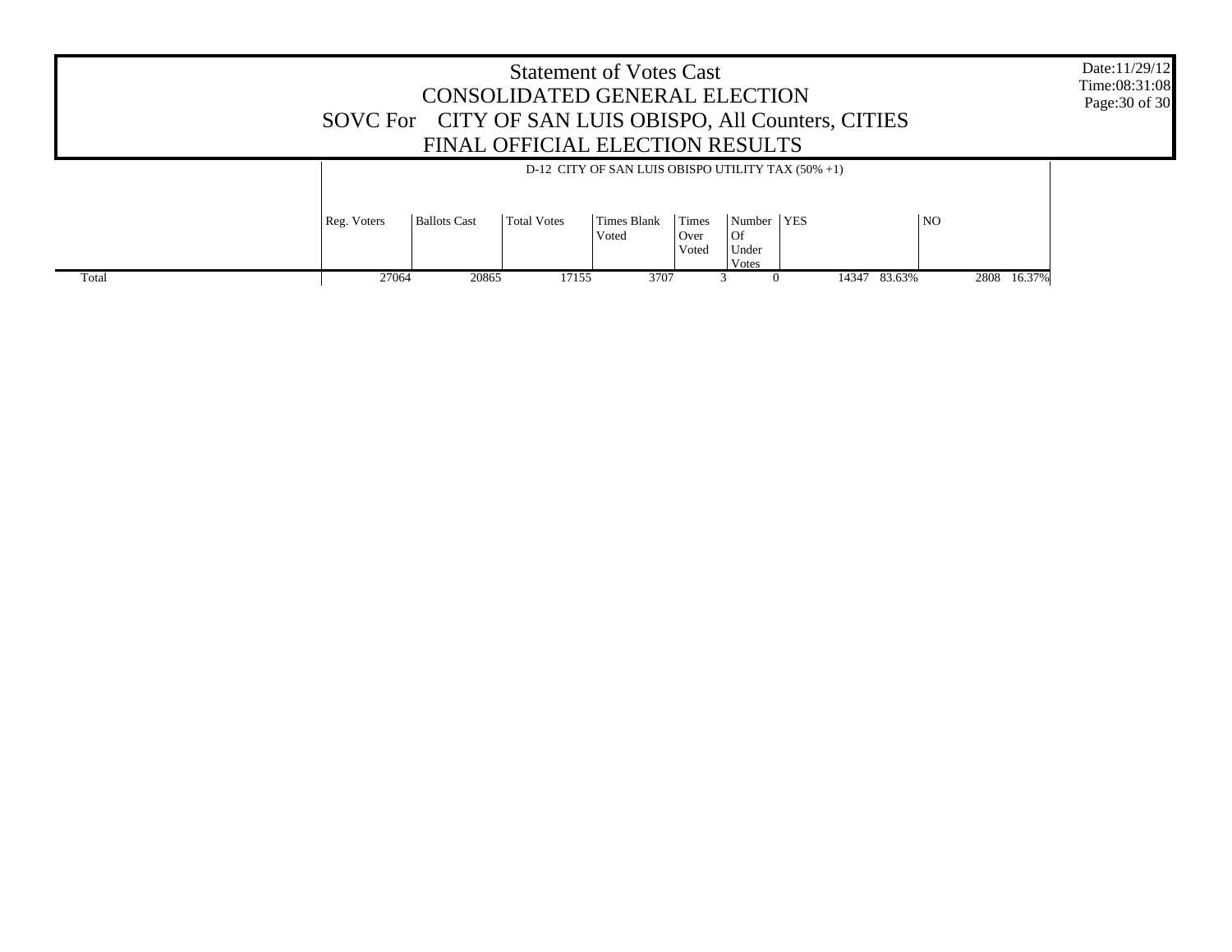# Statement of Votes Cast
## CONSOLIDATED GENERAL ELECTION
## SOVC For CITY OF SAN LUIS OBISPO, All Counters, CITIES
## FINAL OFFICIAL ELECTION RESULTS

Date:11/29/12
Time:08:31:08

D-12 CITY OF SAN LUIS OBISPO UTILITY TAX (50% +1)

| | Reg. Voters | Ballots Cast | Total Votes | Times Blank Voted | Times Over Voted | Number Of Under Votes | YES | | NO | |
|---|---|---|---|---|---|---|---|---|---|---|
| Total | 27064 | 20865 | 17155 | 3707 | 3 | 0 | 14347 | 83.63% | 2808 | 16.37% |